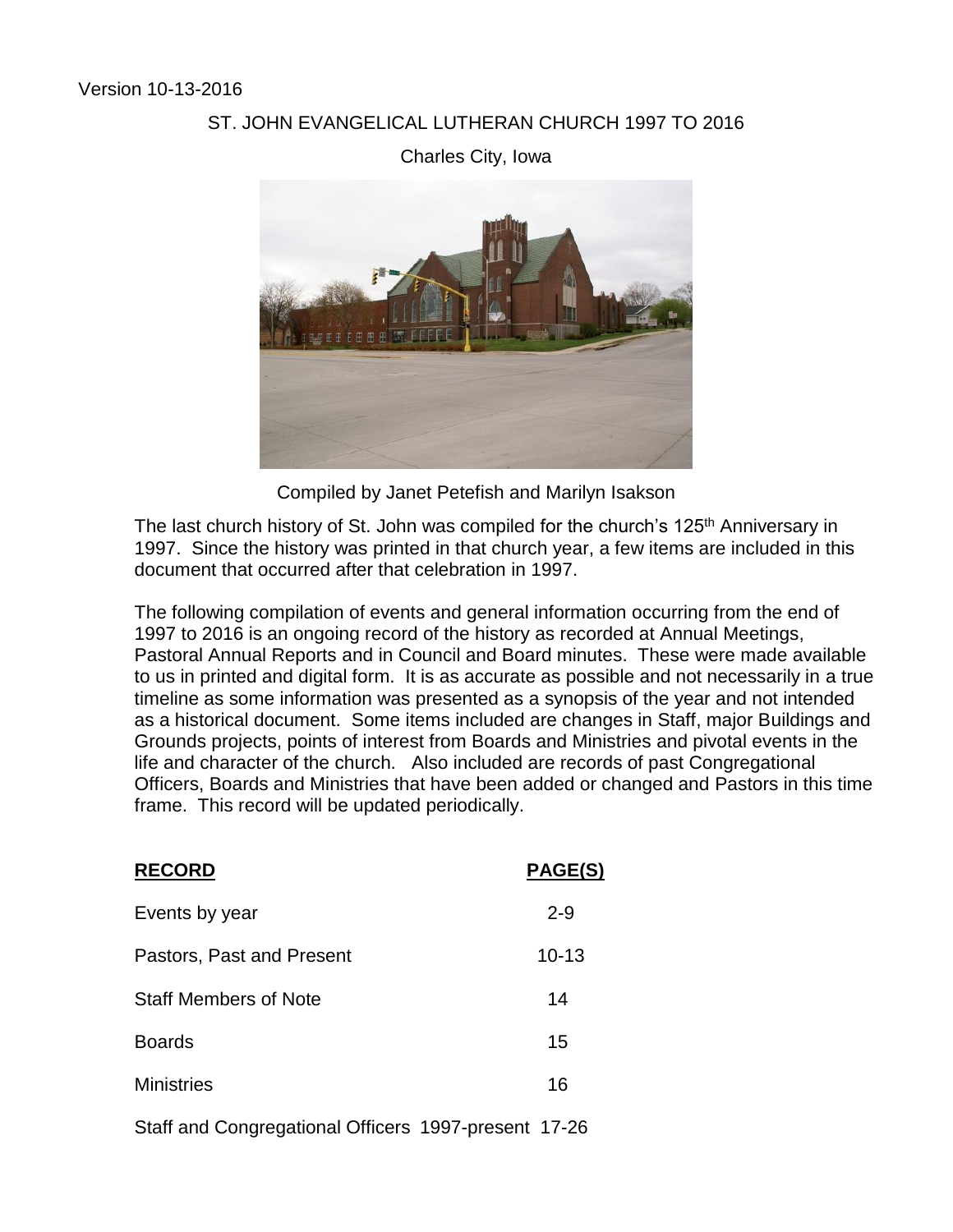Version 10-13-2016

# ST. JOHN EVANGELICAL LUTHERAN CHURCH 1997 TO 2016

Charles City, Iowa

Compiled by Janet Petefish and Marilyn Isakson

The last church history of St. John was compiled for the church's 125th Anniversary in 1997. Since the history was printed in that church year, a few items are included in this document that occurred after that celebration in 1997.

The following compilation of events and general information occurring from the end of 1997 to 2016 is an ongoing record of the history as recorded at Annual Meetings, Pastoral Annual Reports and in Council and Board minutes. These were made available to us in printed and digital form. It is as accurate as possible and not necessarily in a true timeline as some information was presented as a synopsis of the year and not intended as a historical document. Some items included are changes in Staff, major Buildings and Grounds projects, points of interest from Boards and Ministries and pivotal events in the life and character of the church. Also included are records of past Congregational Officers, Boards and Ministries that have been added or changed and Pastors in this time frame. This record will be updated periodically.

| **RECORD** | **PAGE(S)** |
|---|---|
| Events by year | 2-9 |
| Pastors, Past and Present | 10-13 |
| Staff Members of Note | 14 |
| Boards | 15 |
| Ministries | 16 |
| Staff and Congregational Officers 1997-present | 17-26 |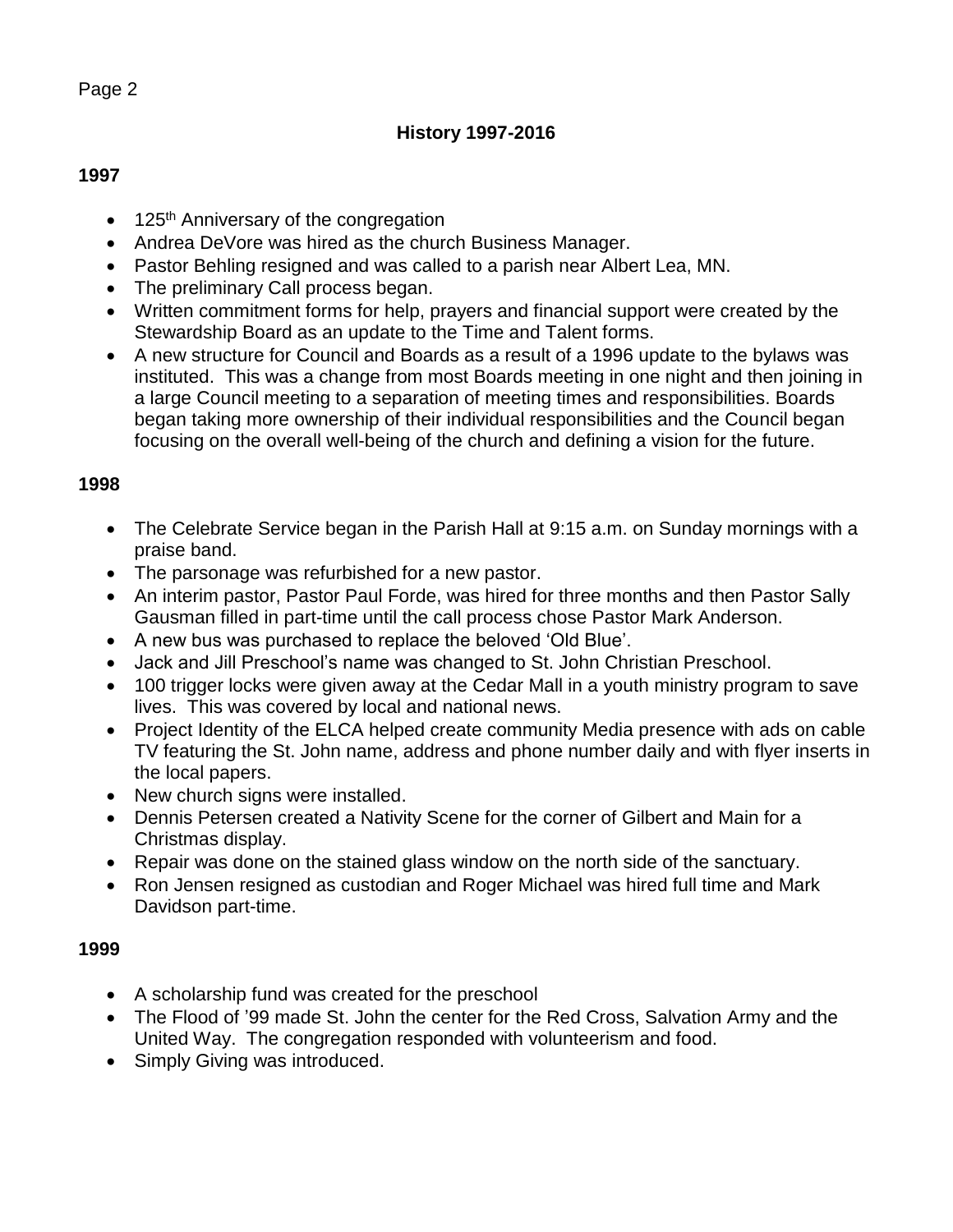## History 1997-2016

### 1997

- 125th Anniversary of the congregation
- Andrea DeVore was hired as the church Business Manager.
- Pastor Behling resigned and was called to a parish near Albert Lea, MN.
- The preliminary Call process began.
- Written commitment forms for help, prayers and financial support were created by the Stewardship Board as an update to the Time and Talent forms.
- A new structure for Council and Boards as a result of a 1996 update to the bylaws was instituted. This was a change from most Boards meeting in one night and then joining in a large Council meeting to a separation of meeting times and responsibilities. Boards began taking more ownership of their individual responsibilities and the Council began focusing on the overall well-being of the church and defining a vision for the future.

### 1998

- The Celebrate Service began in the Parish Hall at 9:15 a.m. on Sunday mornings with a praise band.
- The parsonage was refurbished for a new pastor.
- An interim pastor, Pastor Paul Forde, was hired for three months and then Pastor Sally Gausman filled in part-time until the call process chose Pastor Mark Anderson.
- A new bus was purchased to replace the beloved 'Old Blue'.
- Jack and Jill Preschool's name was changed to St. John Christian Preschool.
- 100 trigger locks were given away at the Cedar Mall in a youth ministry program to save lives. This was covered by local and national news.
- Project Identity of the ELCA helped create community Media presence with ads on cable TV featuring the St. John name, address and phone number daily and with flyer inserts in the local papers.
- New church signs were installed.
- Dennis Petersen created a Nativity Scene for the corner of Gilbert and Main for a Christmas display.
- Repair was done on the stained glass window on the north side of the sanctuary.
- Ron Jensen resigned as custodian and Roger Michael was hired full time and Mark Davidson part-time.

### 1999

- A scholarship fund was created for the preschool
- The Flood of '99 made St. John the center for the Red Cross, Salvation Army and the United Way. The congregation responded with volunteerism and food.
- Simply Giving was introduced.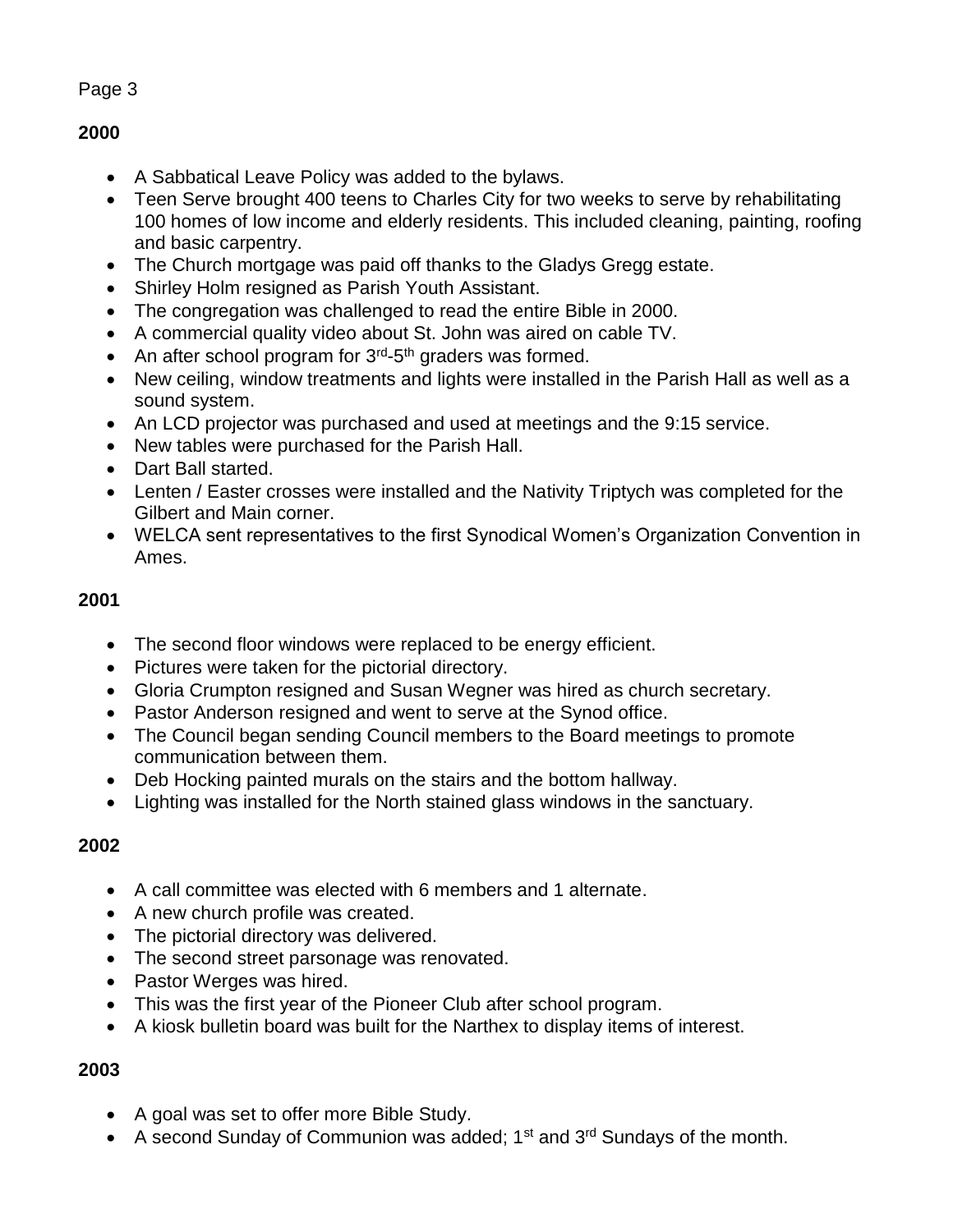## 2000

- A Sabbatical Leave Policy was added to the bylaws.
- Teen Serve brought 400 teens to Charles City for two weeks to serve by rehabilitating 100 homes of low income and elderly residents. This included cleaning, painting, roofing and basic carpentry.
- The Church mortgage was paid off thanks to the Gladys Gregg estate.
- Shirley Holm resigned as Parish Youth Assistant.
- The congregation was challenged to read the entire Bible in 2000.
- A commercial quality video about St. John was aired on cable TV.
- An after school program for 3rd-5th graders was formed.
- New ceiling, window treatments and lights were installed in the Parish Hall as well as a sound system.
- An LCD projector was purchased and used at meetings and the 9:15 service.
- New tables were purchased for the Parish Hall.
- Dart Ball started.
- Lenten / Easter crosses were installed and the Nativity Triptych was completed for the Gilbert and Main corner.
- WELCA sent representatives to the first Synodical Women's Organization Convention in Ames.

## 2001

- The second floor windows were replaced to be energy efficient.
- Pictures were taken for the pictorial directory.
- Gloria Crumpton resigned and Susan Wegner was hired as church secretary.
- Pastor Anderson resigned and went to serve at the Synod office.
- The Council began sending Council members to the Board meetings to promote communication between them.
- Deb Hocking painted murals on the stairs and the bottom hallway.
- Lighting was installed for the North stained glass windows in the sanctuary.

## 2002

- A call committee was elected with 6 members and 1 alternate.
- A new church profile was created.
- The pictorial directory was delivered.
- The second street parsonage was renovated.
- Pastor Werges was hired.
- This was the first year of the Pioneer Club after school program.
- A kiosk bulletin board was built for the Narthex to display items of interest.

## 2003

- A goal was set to offer more Bible Study.
- A second Sunday of Communion was added; 1st and 3rd Sundays of the month.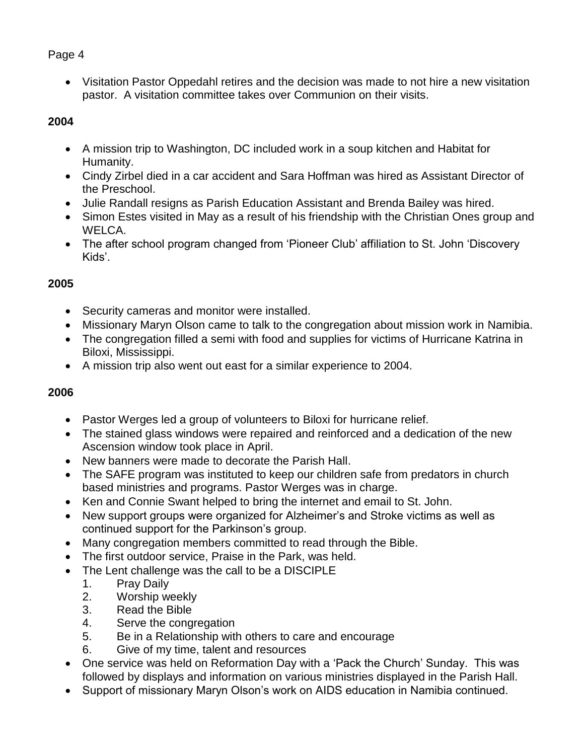- Visitation Pastor Oppedahl retires and the decision was made to not hire a new visitation pastor. A visitation committee takes over Communion on their visits.

**2004**

- A mission trip to Washington, DC included work in a soup kitchen and Habitat for Humanity.
- Cindy Zirbel died in a car accident and Sara Hoffman was hired as Assistant Director of the Preschool.
- Julie Randall resigns as Parish Education Assistant and Brenda Bailey was hired.
- Simon Estes visited in May as a result of his friendship with the Christian Ones group and WELCA.
- The after school program changed from 'Pioneer Club' affiliation to St. John 'Discovery Kids'.

**2005**

- Security cameras and monitor were installed.
- Missionary Maryn Olson came to talk to the congregation about mission work in Namibia.
- The congregation filled a semi with food and supplies for victims of Hurricane Katrina in Biloxi, Mississippi.
- A mission trip also went out east for a similar experience to 2004.

**2006**

- Pastor Werges led a group of volunteers to Biloxi for hurricane relief.
- The stained glass windows were repaired and reinforced and a dedication of the new Ascension window took place in April.
- New banners were made to decorate the Parish Hall.
- The SAFE program was instituted to keep our children safe from predators in church based ministries and programs. Pastor Werges was in charge.
- Ken and Connie Swant helped to bring the internet and email to St. John.
- New support groups were organized for Alzheimer's and Stroke victims as well as continued support for the Parkinson's group.
- Many congregation members committed to read through the Bible.
- The first outdoor service, Praise in the Park, was held.
- The Lent challenge was the call to be a DISCIPLE
    1. Pray Daily
    2. Worship weekly
    3. Read the Bible
    4. Serve the congregation
    5. Be in a Relationship with others to care and encourage
    6. Give of my time, talent and resources
- One service was held on Reformation Day with a 'Pack the Church' Sunday. This was followed by displays and information on various ministries displayed in the Parish Hall.
- Support of missionary Maryn Olson's work on AIDS education in Namibia continued.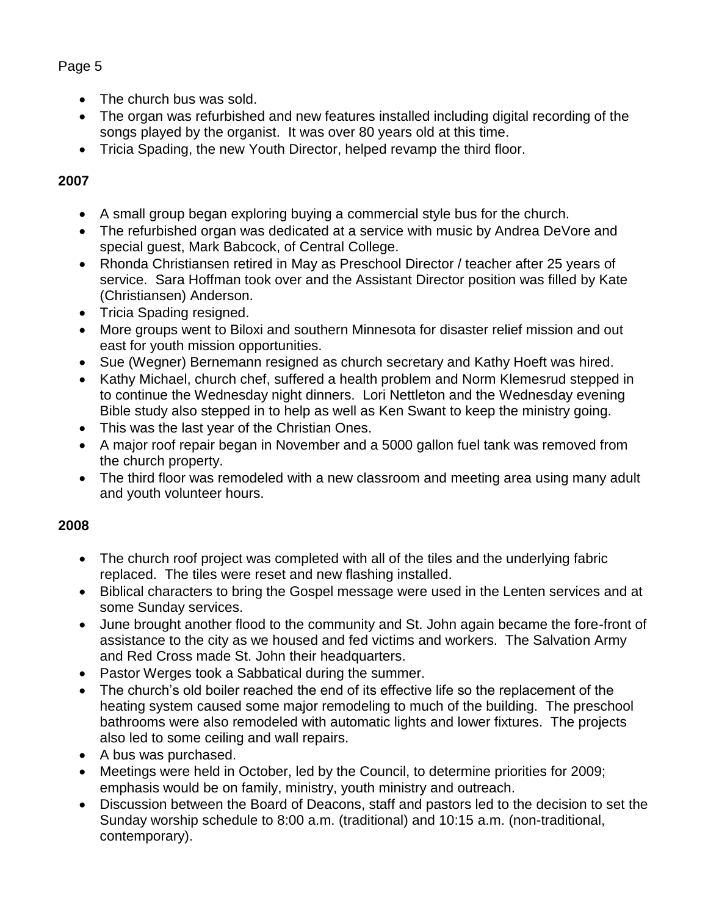- The church bus was sold.
- The organ was refurbished and new features installed including digital recording of the songs played by the organist. It was over 80 years old at this time.
- Tricia Spading, the new Youth Director, helped revamp the third floor.

**2007**

- A small group began exploring buying a commercial style bus for the church.
- The refurbished organ was dedicated at a service with music by Andrea DeVore and special guest, Mark Babcock, of Central College.
- Rhonda Christiansen retired in May as Preschool Director / teacher after 25 years of service. Sara Hoffman took over and the Assistant Director position was filled by Kate (Christiansen) Anderson.
- Tricia Spading resigned.
- More groups went to Biloxi and southern Minnesota for disaster relief mission and out east for youth mission opportunities.
- Sue (Wegner) Bernemann resigned as church secretary and Kathy Hoeft was hired.
- Kathy Michael, church chef, suffered a health problem and Norm Klemesrud stepped in to continue the Wednesday night dinners. Lori Nettleton and the Wednesday evening Bible study also stepped in to help as well as Ken Swant to keep the ministry going.
- This was the last year of the Christian Ones.
- A major roof repair began in November and a 5000 gallon fuel tank was removed from the church property.
- The third floor was remodeled with a new classroom and meeting area using many adult and youth volunteer hours.

**2008**

- The church roof project was completed with all of the tiles and the underlying fabric replaced. The tiles were reset and new flashing installed.
- Biblical characters to bring the Gospel message were used in the Lenten services and at some Sunday services.
- June brought another flood to the community and St. John again became the fore-front of assistance to the city as we housed and fed victims and workers. The Salvation Army and Red Cross made St. John their headquarters.
- Pastor Werges took a Sabbatical during the summer.
- The church's old boiler reached the end of its effective life so the replacement of the heating system caused some major remodeling to much of the building. The preschool bathrooms were also remodeled with automatic lights and lower fixtures. The projects also led to some ceiling and wall repairs.
- A bus was purchased.
- Meetings were held in October, led by the Council, to determine priorities for 2009; emphasis would be on family, ministry, youth ministry and outreach.
- Discussion between the Board of Deacons, staff and pastors led to the decision to set the Sunday worship schedule to 8:00 a.m. (traditional) and 10:15 a.m. (non-traditional, contemporary).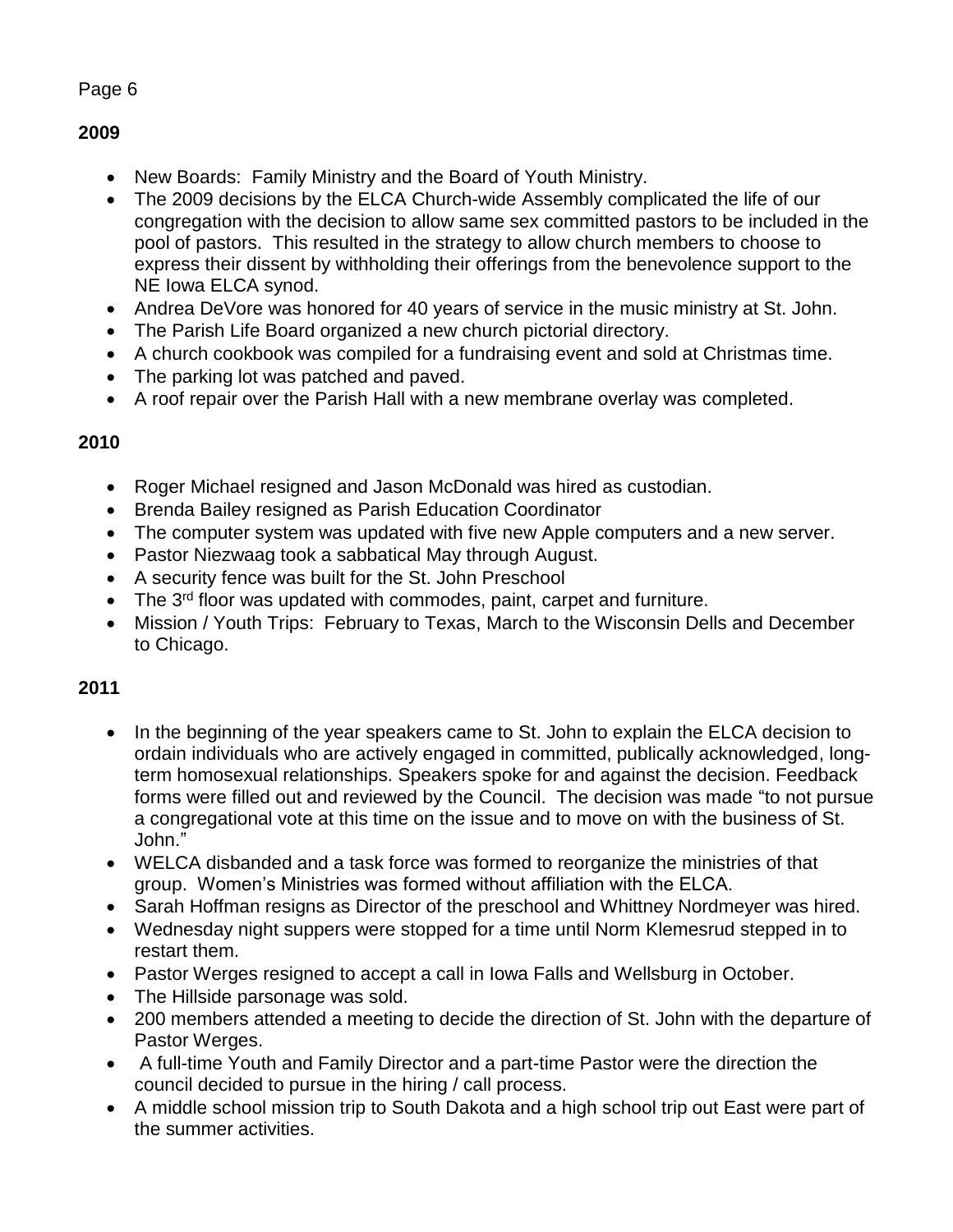## 2009

- New Boards: Family Ministry and the Board of Youth Ministry.
- The 2009 decisions by the ELCA Church-wide Assembly complicated the life of our congregation with the decision to allow same sex committed pastors to be included in the pool of pastors. This resulted in the strategy to allow church members to choose to express their dissent by withholding their offerings from the benevolence support to the NE Iowa ELCA synod.
- Andrea DeVore was honored for 40 years of service in the music ministry at St. John.
- The Parish Life Board organized a new church pictorial directory.
- A church cookbook was compiled for a fundraising event and sold at Christmas time.
- The parking lot was patched and paved.
- A roof repair over the Parish Hall with a new membrane overlay was completed.

## 2010

- Roger Michael resigned and Jason McDonald was hired as custodian.
- Brenda Bailey resigned as Parish Education Coordinator
- The computer system was updated with five new Apple computers and a new server.
- Pastor Niezwaag took a sabbatical May through August.
- A security fence was built for the St. John Preschool
- The 3rd floor was updated with commodes, paint, carpet and furniture.
- Mission / Youth Trips: February to Texas, March to the Wisconsin Dells and December to Chicago.

## 2011

- In the beginning of the year speakers came to St. John to explain the ELCA decision to ordain individuals who are actively engaged in committed, publically acknowledged, long-term homosexual relationships. Speakers spoke for and against the decision. Feedback forms were filled out and reviewed by the Council. The decision was made "to not pursue a congregational vote at this time on the issue and to move on with the business of St. John."
- WELCA disbanded and a task force was formed to reorganize the ministries of that group. Women's Ministries was formed without affiliation with the ELCA.
- Sarah Hoffman resigns as Director of the preschool and Whittney Nordmeyer was hired.
- Wednesday night suppers were stopped for a time until Norm Klemesrud stepped in to restart them.
- Pastor Werges resigned to accept a call in Iowa Falls and Wellsburg in October.
- The Hillside parsonage was sold.
- 200 members attended a meeting to decide the direction of St. John with the departure of Pastor Werges.
- A full-time Youth and Family Director and a part-time Pastor were the direction the council decided to pursue in the hiring / call process.
- A middle school mission trip to South Dakota and a high school trip out East were part of the summer activities.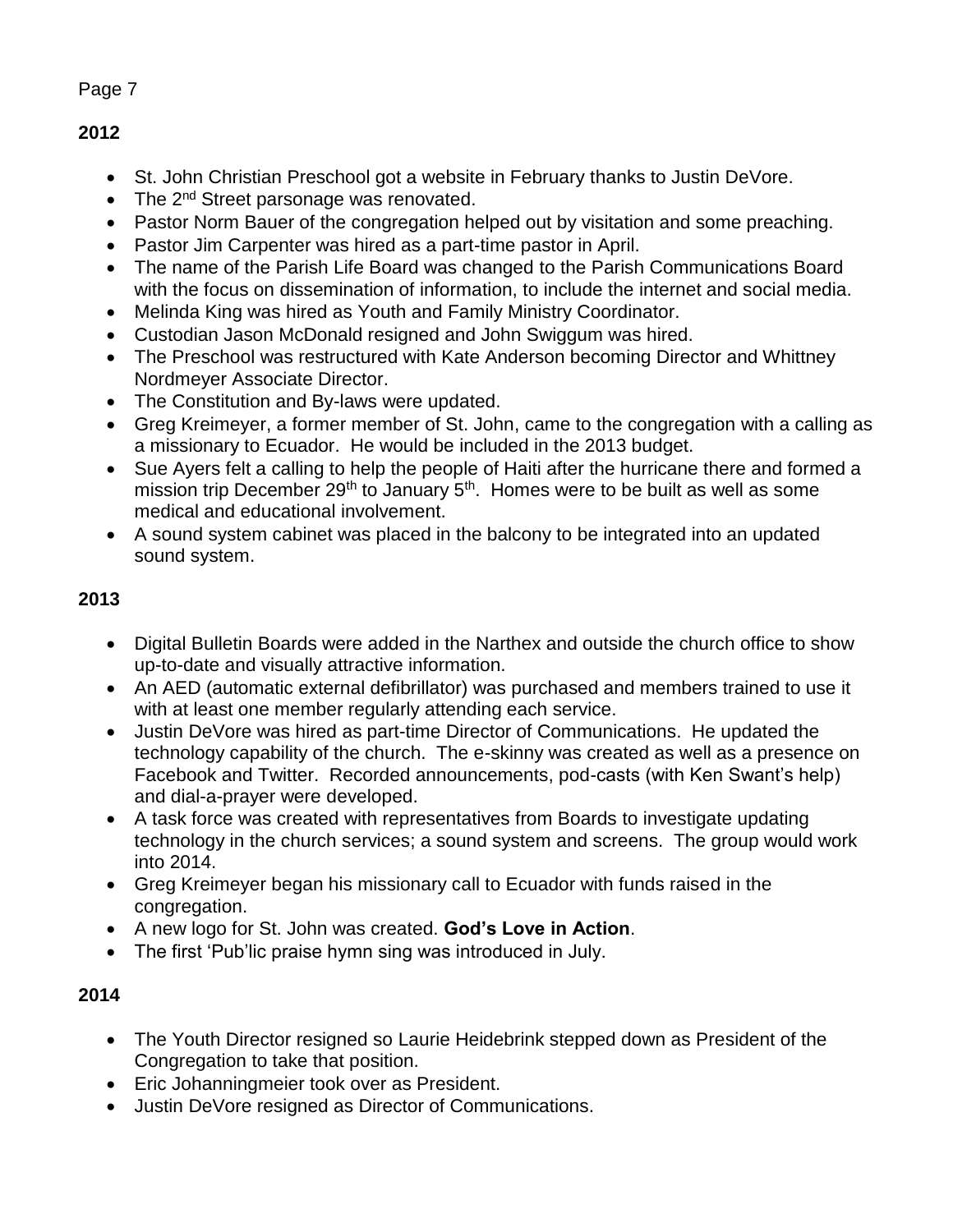**2012**

- St. John Christian Preschool got a website in February thanks to Justin DeVore.
- The 2nd Street parsonage was renovated.
- Pastor Norm Bauer of the congregation helped out by visitation and some preaching.
- Pastor Jim Carpenter was hired as a part-time pastor in April.
- The name of the Parish Life Board was changed to the Parish Communications Board with the focus on dissemination of information, to include the internet and social media.
- Melinda King was hired as Youth and Family Ministry Coordinator.
- Custodian Jason McDonald resigned and John Swiggum was hired.
- The Preschool was restructured with Kate Anderson becoming Director and Whittney Nordmeyer Associate Director.
- The Constitution and By-laws were updated.
- Greg Kreimeyer, a former member of St. John, came to the congregation with a calling as a missionary to Ecuador. He would be included in the 2013 budget.
- Sue Ayers felt a calling to help the people of Haiti after the hurricane there and formed a mission trip December 29th to January 5th. Homes were to be built as well as some medical and educational involvement.
- A sound system cabinet was placed in the balcony to be integrated into an updated sound system.

**2013**

- Digital Bulletin Boards were added in the Narthex and outside the church office to show up-to-date and visually attractive information.
- An AED (automatic external defibrillator) was purchased and members trained to use it with at least one member regularly attending each service.
- Justin DeVore was hired as part-time Director of Communications. He updated the technology capability of the church. The e-skinny was created as well as a presence on Facebook and Twitter. Recorded announcements, pod-casts (with Ken Swant's help) and dial-a-prayer were developed.
- A task force was created with representatives from Boards to investigate updating technology in the church services; a sound system and screens. The group would work into 2014.
- Greg Kreimeyer began his missionary call to Ecuador with funds raised in the congregation.
- A new logo for St. John was created. **God's Love in Action**.
- The first 'Pub'lic praise hymn sing was introduced in July.

**2014**

- The Youth Director resigned so Laurie Heidebrink stepped down as President of the Congregation to take that position.
- Eric Johanningmeier took over as President.
- Justin DeVore resigned as Director of Communications.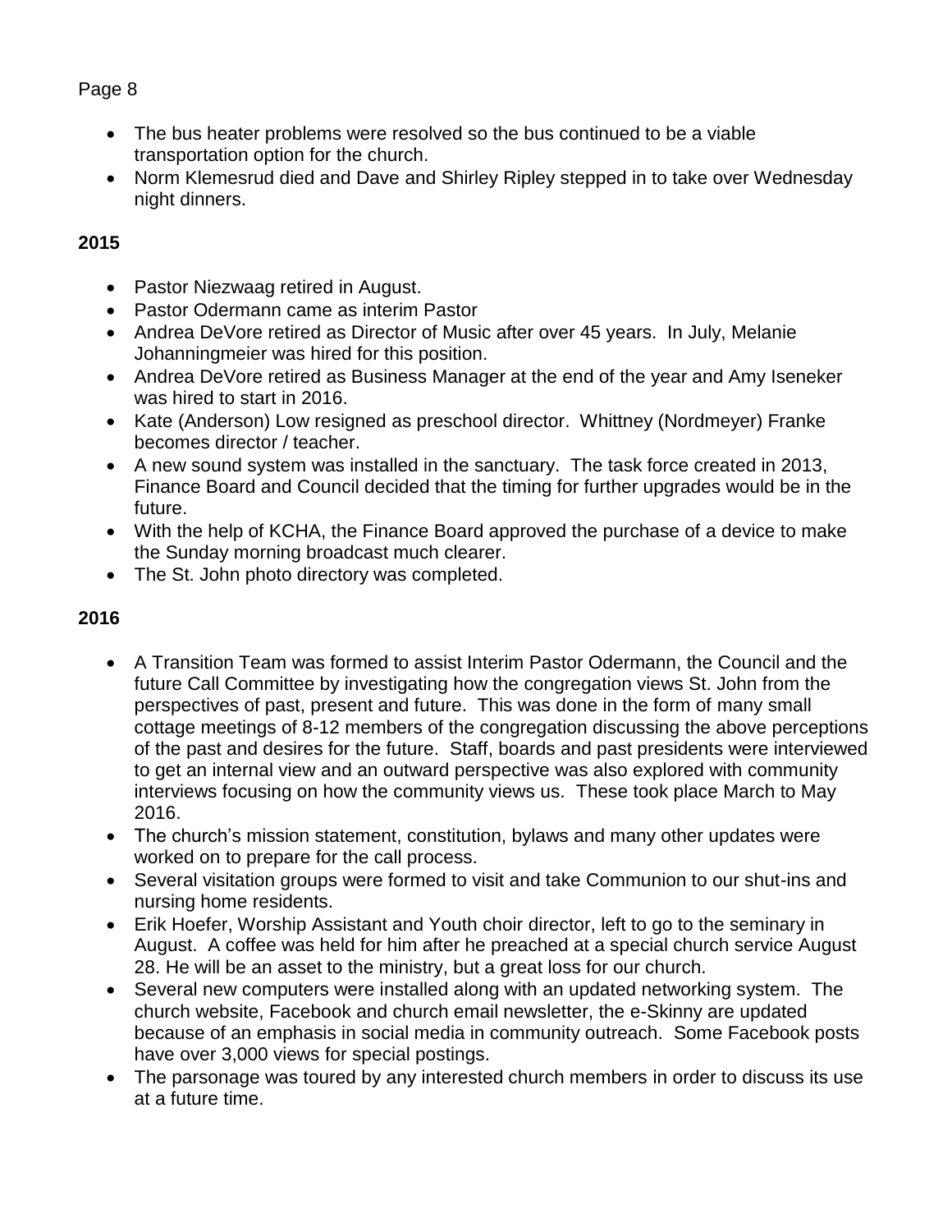- The bus heater problems were resolved so the bus continued to be a viable transportation option for the church.
- Norm Klemesrud died and Dave and Shirley Ripley stepped in to take over Wednesday night dinners.

**2015**

- Pastor Niezwaag retired in August.
- Pastor Odermann came as interim Pastor
- Andrea DeVore retired as Director of Music after over 45 years. In July, Melanie Johanningmeier was hired for this position.
- Andrea DeVore retired as Business Manager at the end of the year and Amy Iseneker was hired to start in 2016.
- Kate (Anderson) Low resigned as preschool director. Whittney (Nordmeyer) Franke becomes director / teacher.
- A new sound system was installed in the sanctuary. The task force created in 2013, Finance Board and Council decided that the timing for further upgrades would be in the future.
- With the help of KCHA, the Finance Board approved the purchase of a device to make the Sunday morning broadcast much clearer.
- The St. John photo directory was completed.

**2016**

- A Transition Team was formed to assist Interim Pastor Odermann, the Council and the future Call Committee by investigating how the congregation views St. John from the perspectives of past, present and future. This was done in the form of many small cottage meetings of 8-12 members of the congregation discussing the above perceptions of the past and desires for the future. Staff, boards and past presidents were interviewed to get an internal view and an outward perspective was also explored with community interviews focusing on how the community views us. These took place March to May 2016.
- The church's mission statement, constitution, bylaws and many other updates were worked on to prepare for the call process.
- Several visitation groups were formed to visit and take Communion to our shut-ins and nursing home residents.
- Erik Hoefer, Worship Assistant and Youth choir director, left to go to the seminary in August. A coffee was held for him after he preached at a special church service August 28. He will be an asset to the ministry, but a great loss for our church.
- Several new computers were installed along with an updated networking system. The church website, Facebook and church email newsletter, the e-Skinny are updated because of an emphasis in social media in community outreach. Some Facebook posts have over 3,000 views for special postings.
- The parsonage was toured by any interested church members in order to discuss its use at a future time.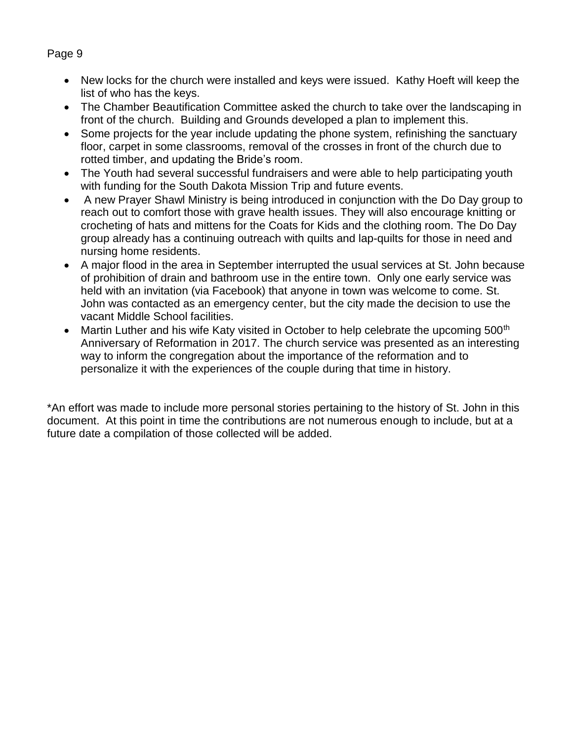- New locks for the church were installed and keys were issued. Kathy Hoeft will keep the list of who has the keys.
- The Chamber Beautification Committee asked the church to take over the landscaping in front of the church. Building and Grounds developed a plan to implement this.
- Some projects for the year include updating the phone system, refinishing the sanctuary floor, carpet in some classrooms, removal of the crosses in front of the church due to rotted timber, and updating the Bride's room.
- The Youth had several successful fundraisers and were able to help participating youth with funding for the South Dakota Mission Trip and future events.
- A new Prayer Shawl Ministry is being introduced in conjunction with the Do Day group to reach out to comfort those with grave health issues. They will also encourage knitting or crocheting of hats and mittens for the Coats for Kids and the clothing room. The Do Day group already has a continuing outreach with quilts and lap-quilts for those in need and nursing home residents.
- A major flood in the area in September interrupted the usual services at St. John because of prohibition of drain and bathroom use in the entire town. Only one early service was held with an invitation (via Facebook) that anyone in town was welcome to come. St. John was contacted as an emergency center, but the city made the decision to use the vacant Middle School facilities.
- Martin Luther and his wife Katy visited in October to help celebrate the upcoming 500th Anniversary of Reformation in 2017. The church service was presented as an interesting way to inform the congregation about the importance of the reformation and to personalize it with the experiences of the couple during that time in history.

*An effort was made to include more personal stories pertaining to the history of St. John in this document. At this point in time the contributions are not numerous enough to include, but at a future date a compilation of those collected will be added.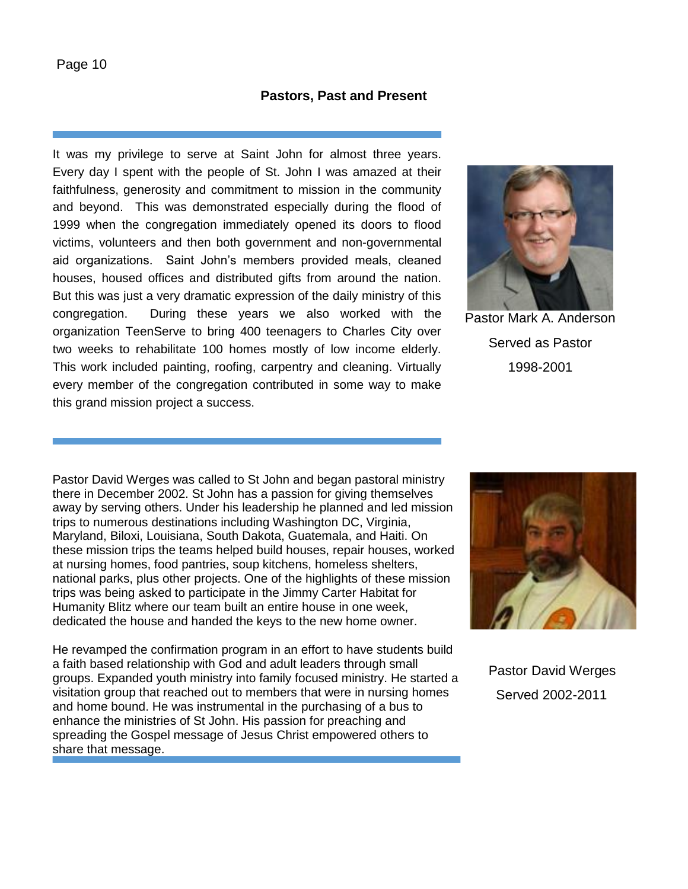## Pastors, Past and Present

It was my privilege to serve at Saint John for almost three years. Every day I spent with the people of St. John I was amazed at their faithfulness, generosity and commitment to mission in the community and beyond. This was demonstrated especially during the flood of 1999 when the congregation immediately opened its doors to flood victims, volunteers and then both government and non-governmental aid organizations. Saint John's members provided meals, cleaned houses, housed offices and distributed gifts from around the nation. But this was just a very dramatic expression of the daily ministry of this congregation. During these years we also worked with the organization TeenServe to bring 400 teenagers to Charles City over two weeks to rehabilitate 100 homes mostly of low income elderly. This work included painting, roofing, carpentry and cleaning. Virtually every member of the congregation contributed in some way to make this grand mission project a success.

Pastor Mark A. Anderson
Served as Pastor
1998-2001

---

Pastor David Werges was called to St John and began pastoral ministry there in December 2002. St John has a passion for giving themselves away by serving others. Under his leadership he planned and led mission trips to numerous destinations including Washington DC, Virginia, Maryland, Biloxi, Louisiana, South Dakota, Guatemala, and Haiti. On these mission trips the teams helped build houses, repair houses, worked at nursing homes, food pantries, soup kitchens, homeless shelters, national parks, plus other projects. One of the highlights of these mission trips was being asked to participate in the Jimmy Carter Habitat for Humanity Blitz where our team built an entire house in one week, dedicated the house and handed the keys to the new home owner.

He revamped the confirmation program in an effort to have students build a faith based relationship with God and adult leaders through small groups. Expanded youth ministry into family focused ministry. He started a visitation group that reached out to members that were in nursing homes and home bound. He was instrumental in the purchasing of a bus to enhance the ministries of St John. His passion for preaching and spreading the Gospel message of Jesus Christ empowered others to share that message.

Pastor David Werges
Served 2002-2011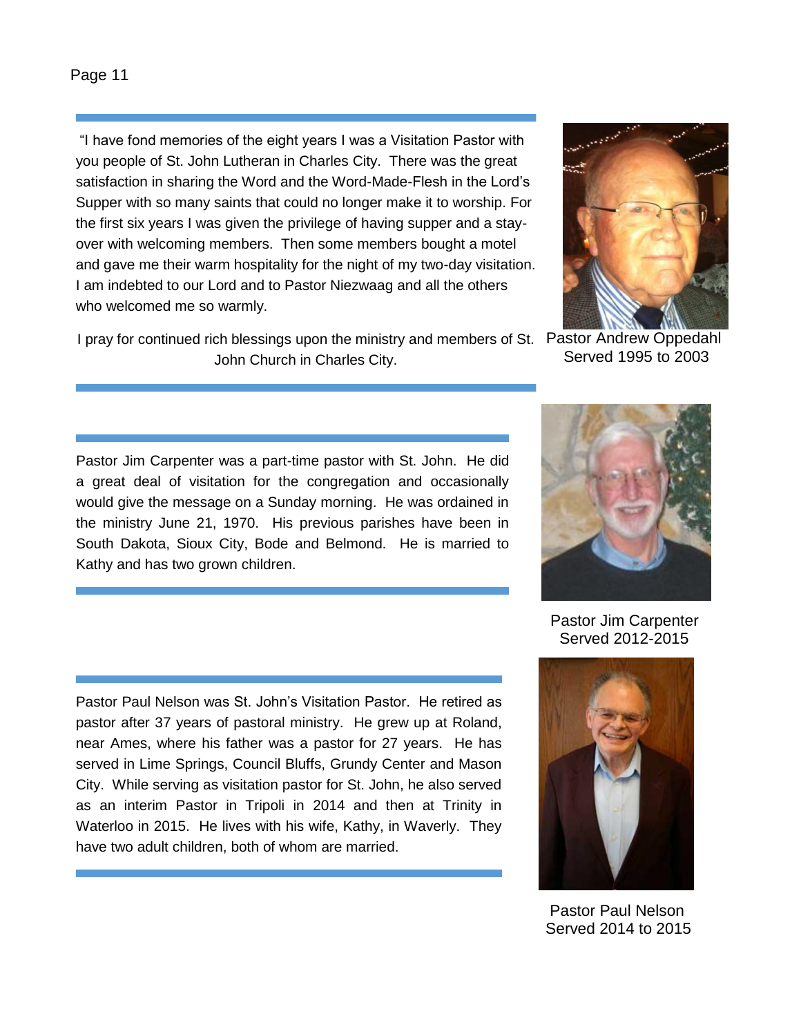"I have fond memories of the eight years I was a Visitation Pastor with you people of St. John Lutheran in Charles City. There was the great satisfaction in sharing the Word and the Word-Made-Flesh in the Lord's Supper with so many saints that could no longer make it to worship. For the first six years I was given the privilege of having supper and a stay-over with welcoming members. Then some members bought a motel and gave me their warm hospitality for the night of my two-day visitation. I am indebted to our Lord and to Pastor Niezwaag and all the others who welcomed me so warmly.

I pray for continued rich blessings upon the ministry and members of St. John Church in Charles City.

Pastor Andrew Oppedahl
Served 1995 to 2003

---

Pastor Jim Carpenter was a part-time pastor with St. John. He did a great deal of visitation for the congregation and occasionally would give the message on a Sunday morning. He was ordained in the ministry June 21, 1970. His previous parishes have been in South Dakota, Sioux City, Bode and Belmond. He is married to Kathy and has two grown children.

Pastor Jim Carpenter
Served 2012-2015

---

Pastor Paul Nelson was St. John's Visitation Pastor. He retired as pastor after 37 years of pastoral ministry. He grew up at Roland, near Ames, where his father was a pastor for 27 years. He has served in Lime Springs, Council Bluffs, Grundy Center and Mason City. While serving as visitation pastor for St. John, he also served as an interim Pastor in Tripoli in 2014 and then at Trinity in Waterloo in 2015. He lives with his wife, Kathy, in Waverly. They have two adult children, both of whom are married.

Pastor Paul Nelson
Served 2014 to 2015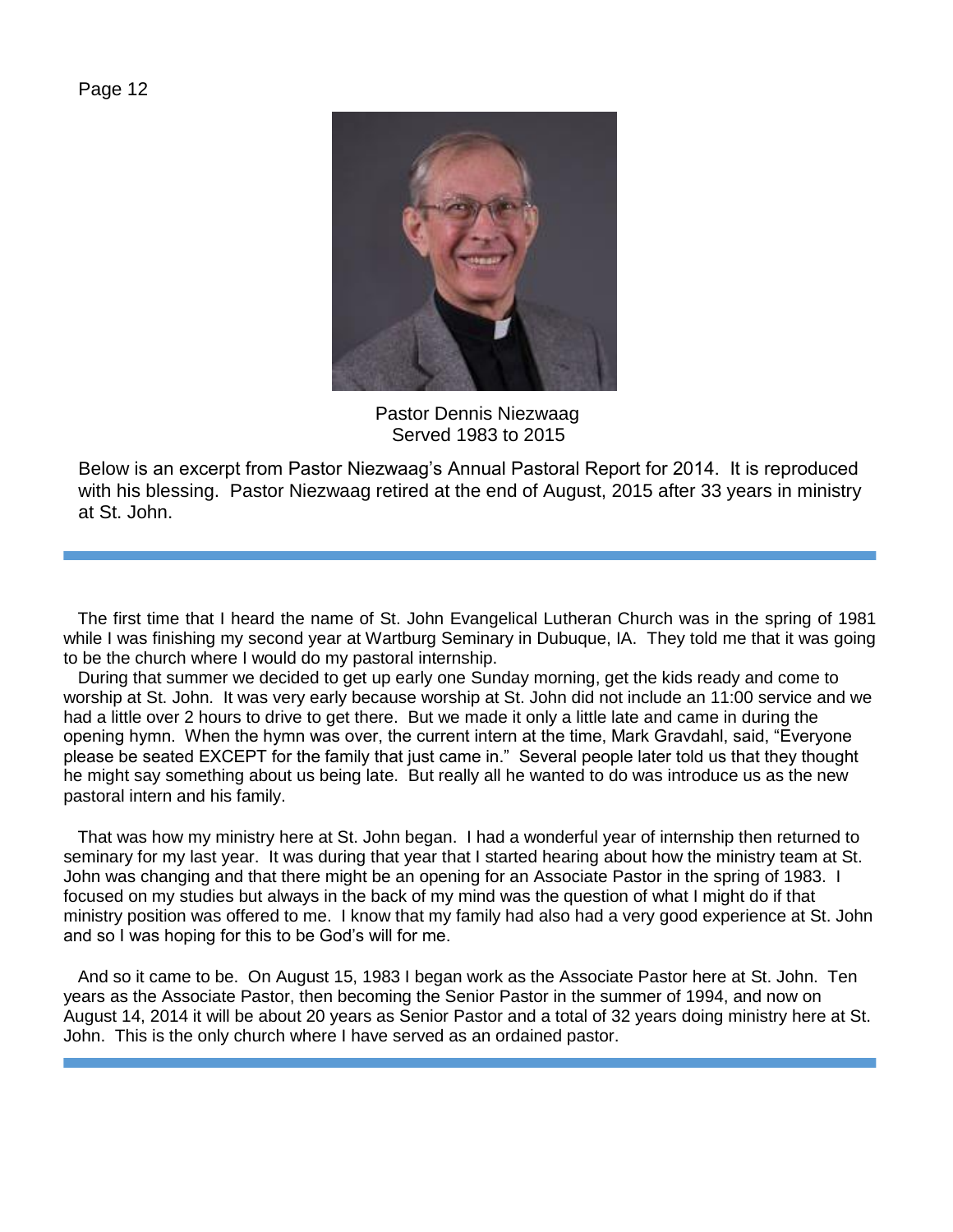Pastor Dennis Niezwaag
Served 1983 to 2015

Below is an excerpt from Pastor Niezwaag's Annual Pastoral Report for 2014. It is reproduced with his blessing. Pastor Niezwaag retired at the end of August, 2015 after 33 years in ministry at St. John.

---

The first time that I heard the name of St. John Evangelical Lutheran Church was in the spring of 1981 while I was finishing my second year at Wartburg Seminary in Dubuque, IA. They told me that it was going to be the church where I would do my pastoral internship.

During that summer we decided to get up early one Sunday morning, get the kids ready and come to worship at St. John. It was very early because worship at St. John did not include an 11:00 service and we had a little over 2 hours to drive to get there. But we made it only a little late and came in during the opening hymn. When the hymn was over, the current intern at the time, Mark Gravdahl, said, "Everyone please be seated EXCEPT for the family that just came in." Several people later told us that they thought he might say something about us being late. But really all he wanted to do was introduce us as the new pastoral intern and his family.

That was how my ministry here at St. John began. I had a wonderful year of internship then returned to seminary for my last year. It was during that year that I started hearing about how the ministry team at St. John was changing and that there might be an opening for an Associate Pastor in the spring of 1983. I focused on my studies but always in the back of my mind was the question of what I might do if that ministry position was offered to me. I know that my family had also had a very good experience at St. John and so I was hoping for this to be God's will for me.

And so it came to be. On August 15, 1983 I began work as the Associate Pastor here at St. John. Ten years as the Associate Pastor, then becoming the Senior Pastor in the summer of 1994, and now on August 14, 2014 it will be about 20 years as Senior Pastor and a total of 32 years doing ministry here at St. John. This is the only church where I have served as an ordained pastor.

---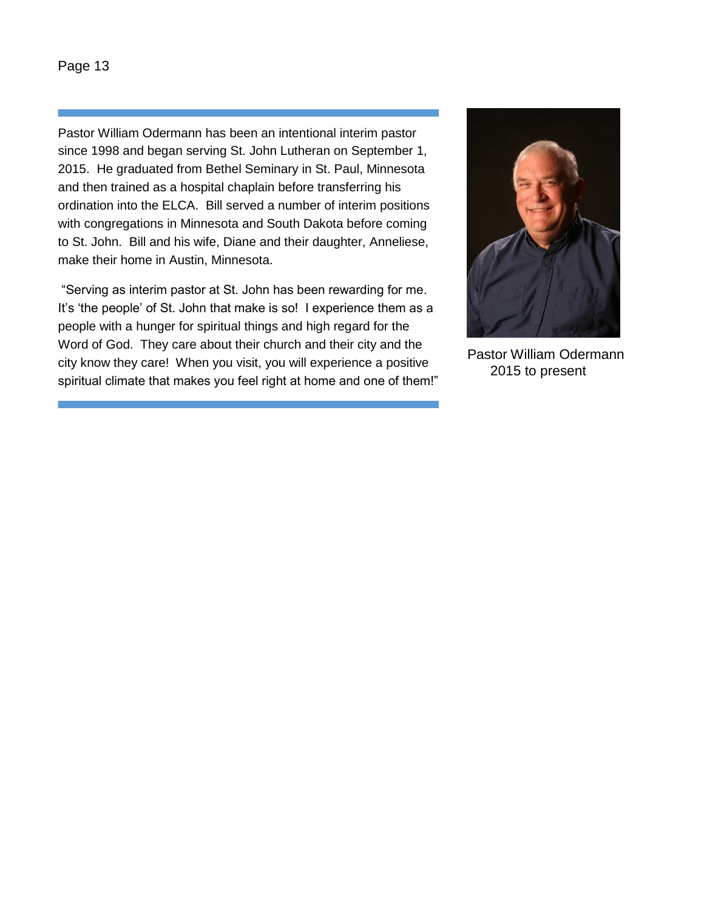Pastor William Odermann has been an intentional interim pastor since 1998 and began serving St. John Lutheran on September 1, 2015. He graduated from Bethel Seminary in St. Paul, Minnesota and then trained as a hospital chaplain before transferring his ordination into the ELCA. Bill served a number of interim positions with congregations in Minnesota and South Dakota before coming to St. John. Bill and his wife, Diane and their daughter, Anneliese, make their home in Austin, Minnesota.

"Serving as interim pastor at St. John has been rewarding for me. It's 'the people' of St. John that make is so! I experience them as a people with a hunger for spiritual things and high regard for the Word of God. They care about their church and their city and the city know they care! When you visit, you will experience a positive spiritual climate that makes you feel right at home and one of them!"

Pastor William Odermann
2015 to present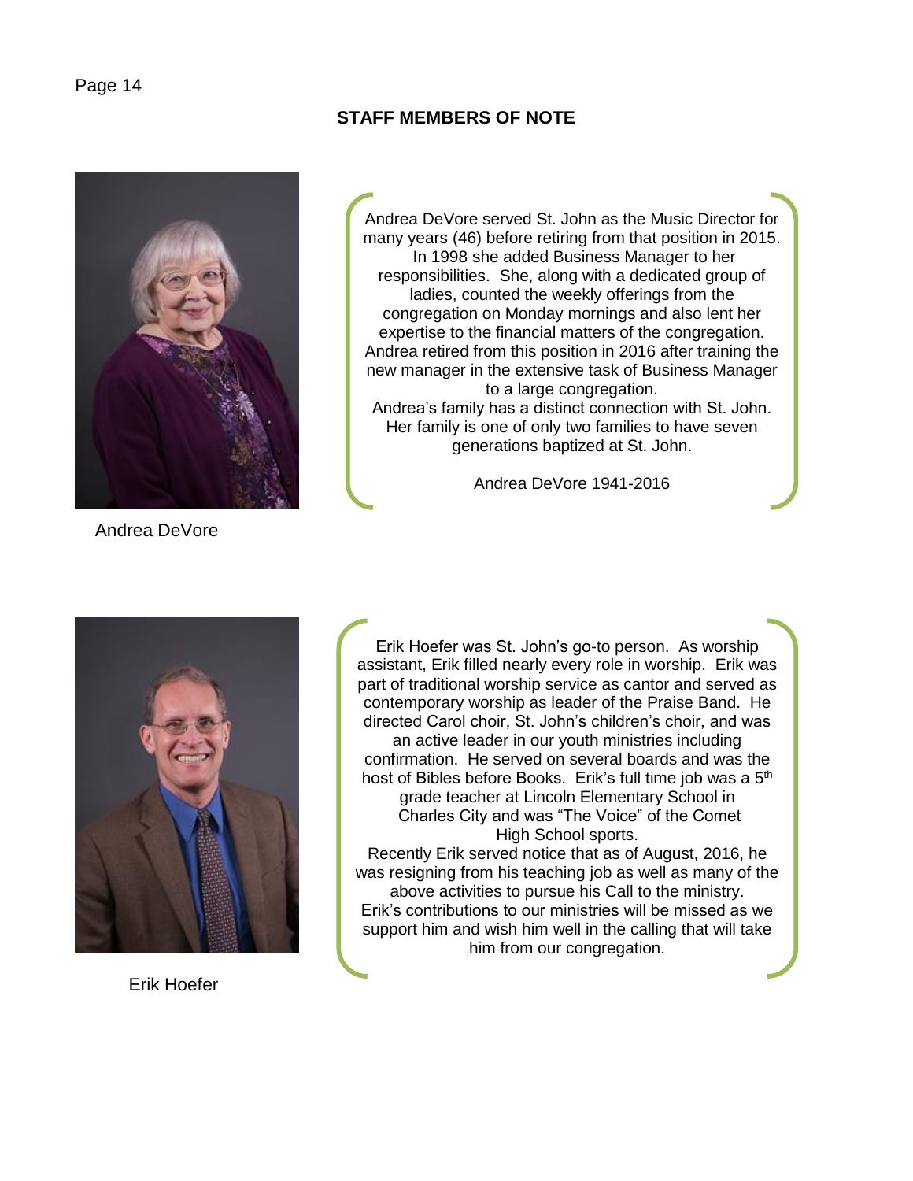## STAFF MEMBERS OF NOTE

Andrea DeVore

Andrea DeVore served St. John as the Music Director for many years (46) before retiring from that position in 2015. In 1998 she added Business Manager to her responsibilities. She, along with a dedicated group of ladies, counted the weekly offerings from the congregation on Monday mornings and also lent her expertise to the financial matters of the congregation. Andrea retired from this position in 2016 after training the new manager in the extensive task of Business Manager to a large congregation.

Andrea's family has a distinct connection with St. John. Her family is one of only two families to have seven generations baptized at St. John.

Andrea DeVore 1941-2016

Erik Hoefer

Erik Hoefer was St. John's go-to person. As worship assistant, Erik filled nearly every role in worship. Erik was part of traditional worship service as cantor and served as contemporary worship as leader of the Praise Band. He directed Carol choir, St. John's children's choir, and was an active leader in our youth ministries including confirmation. He served on several boards and was the host of Bibles before Books. Erik's full time job was a 5th grade teacher at Lincoln Elementary School in Charles City and was "The Voice" of the Comet High School sports.

Recently Erik served notice that as of August, 2016, he was resigning from his teaching job as well as many of the above activities to pursue his Call to the ministry. Erik's contributions to our ministries will be missed as we support him and wish him well in the calling that will take him from our congregation.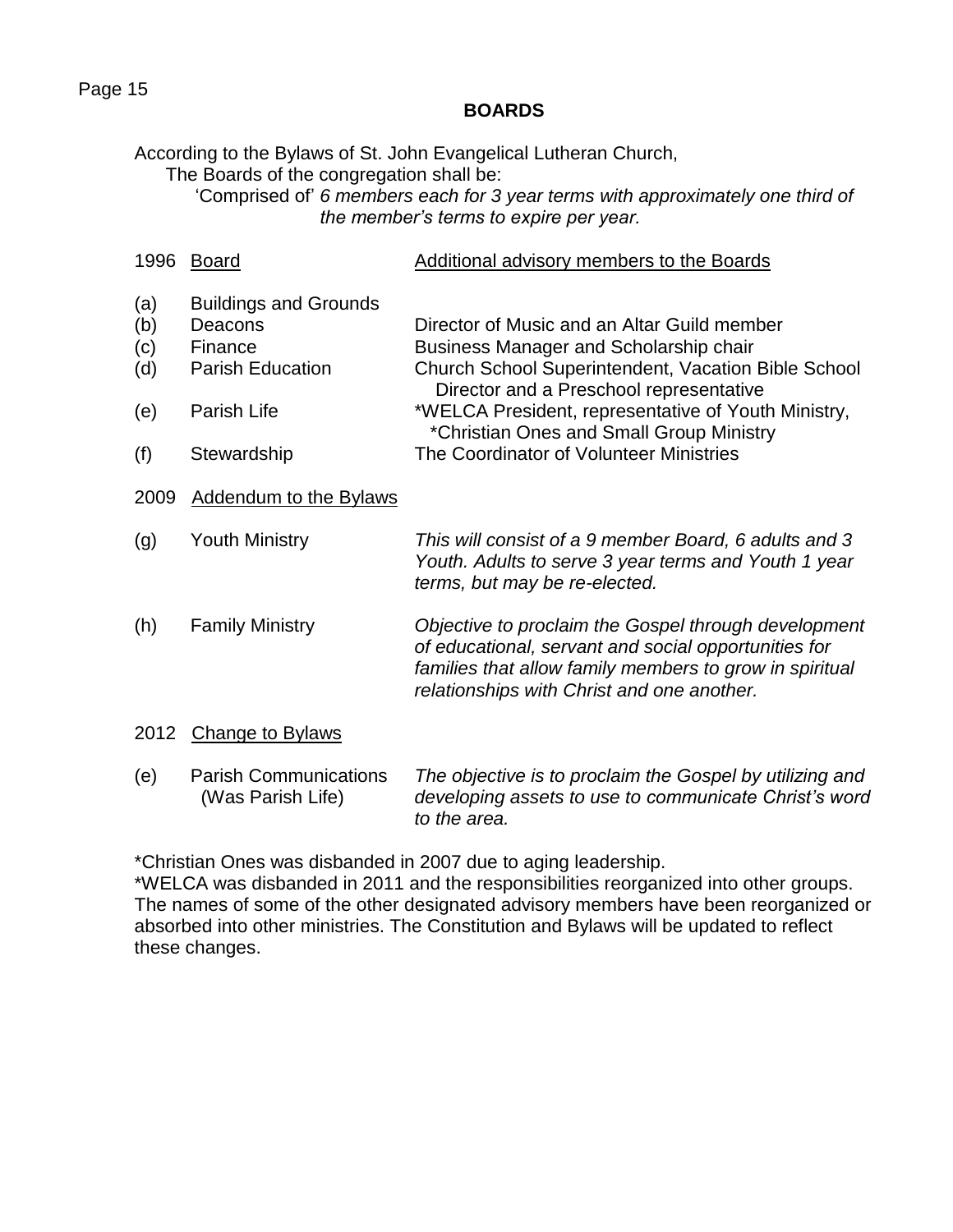## BOARDS

According to the Bylaws of St. John Evangelical Lutheran Church,
The Boards of the congregation shall be:
'Comprised of' *6 members each for 3 year terms with approximately one third of the member's terms to expire per year.*

| 1996 | Board | Additional advisory members to the Boards |
|---|---|---|
| (a) | Buildings and Grounds | |
| (b) | Deacons | Director of Music and an Altar Guild member |
| (c) | Finance | Business Manager and Scholarship chair |
| (d) | Parish Education | Church School Superintendent, Vacation Bible School Director and a Preschool representative |
| (e) | Parish Life | *WELCA President, representative of Youth Ministry, *Christian Ones and Small Group Ministry |
| (f) | Stewardship | The Coordinator of Volunteer Ministries |

| 2009 | Addendum to the Bylaws | |
|---|---|---|
| (g) | Youth Ministry | *This will consist of a 9 member Board, 6 adults and 3 Youth. Adults to serve 3 year terms and Youth 1 year terms, but may be re-elected.* |
| (h) | Family Ministry | *Objective to proclaim the Gospel through development of educational, servant and social opportunities for families that allow family members to grow in spiritual relationships with Christ and one another.* |

| 2012 | Change to Bylaws | |
|---|---|---|
| (e) | Parish Communications (Was Parish Life) | *The objective is to proclaim the Gospel by utilizing and developing assets to use to communicate Christ's word to the area.* |

*Christian Ones was disbanded in 2007 due to aging leadership.
*WELCA was disbanded in 2011 and the responsibilities reorganized into other groups. The names of some of the other designated advisory members have been reorganized or absorbed into other ministries. The Constitution and Bylaws will be updated to reflect these changes.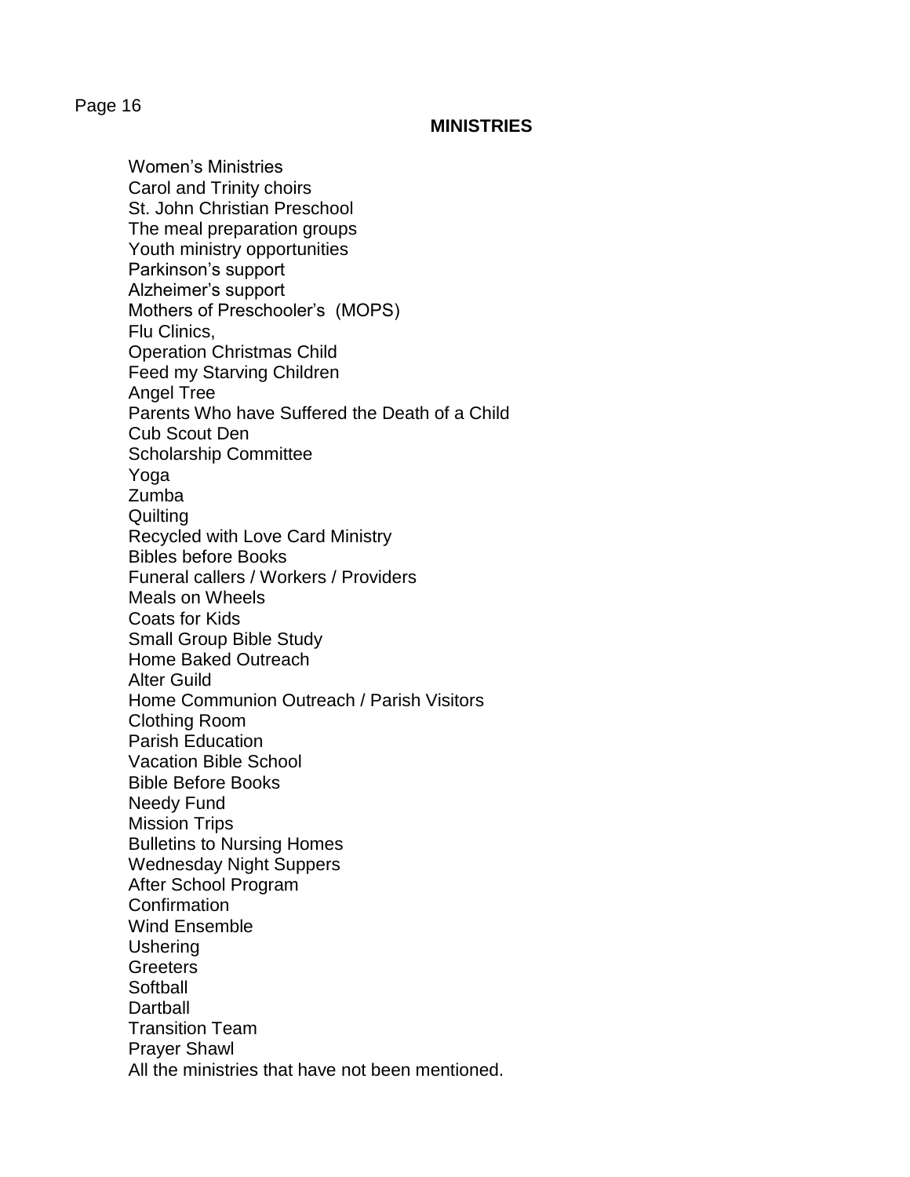## MINISTRIES

Women's Ministries
Carol and Trinity choirs
St. John Christian Preschool
The meal preparation groups
Youth ministry opportunities
Parkinson's support
Alzheimer's support
Mothers of Preschooler's (MOPS)
Flu Clinics,
Operation Christmas Child
Feed my Starving Children
Angel Tree
Parents Who have Suffered the Death of a Child
Cub Scout Den
Scholarship Committee
Yoga
Zumba
Quilting
Recycled with Love Card Ministry
Bibles before Books
Funeral callers / Workers / Providers
Meals on Wheels
Coats for Kids
Small Group Bible Study
Home Baked Outreach
Alter Guild
Home Communion Outreach / Parish Visitors
Clothing Room
Parish Education
Vacation Bible School
Bible Before Books
Needy Fund
Mission Trips
Bulletins to Nursing Homes
Wednesday Night Suppers
After School Program
Confirmation
Wind Ensemble
Ushering
Greeters
Softball
Dartball
Transition Team
Prayer Shawl
All the ministries that have not been mentioned.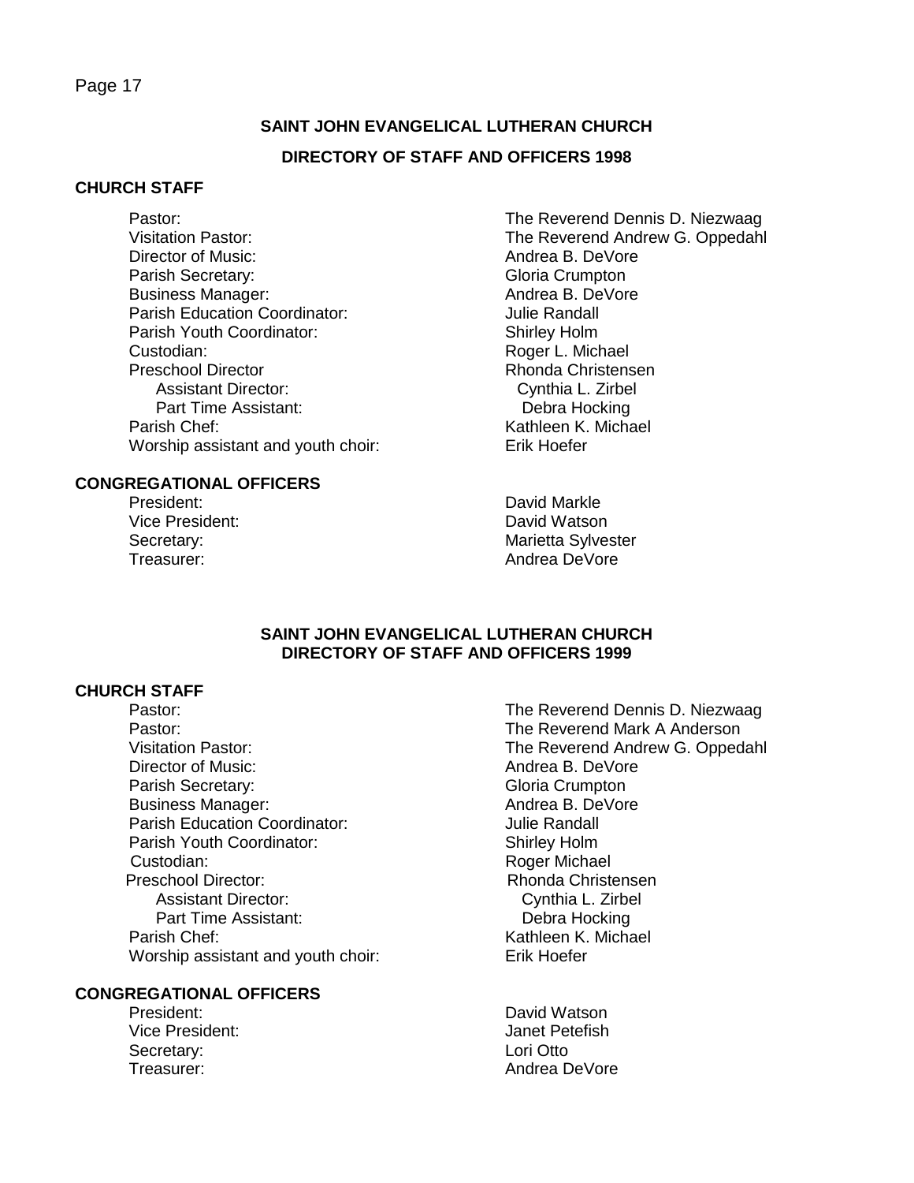## SAINT JOHN EVANGELICAL LUTHERAN CHURCH

## DIRECTORY OF STAFF AND OFFICERS 1998

### CHURCH STAFF

| | |
|---|---|
| Pastor: | The Reverend Dennis D. Niezwaag |
| Visitation Pastor: | The Reverend Andrew G. Oppedahl |
| Director of Music: | Andrea B. DeVore |
| Parish Secretary: | Gloria Crumpton |
| Business Manager: | Andrea B. DeVore |
| Parish Education Coordinator: | Julie Randall |
| Parish Youth Coordinator: | Shirley Holm |
| Custodian: | Roger L. Michael |
| Preschool Director | Rhonda Christensen |
| Assistant Director: | Cynthia L. Zirbel |
| Part Time Assistant: | Debra Hocking |
| Parish Chef: | Kathleen K. Michael |
| Worship assistant and youth choir: | Erik Hoefer |

### CONGREGATIONAL OFFICERS

| | |
|---|---|
| President: | David Markle |
| Vice President: | David Watson |
| Secretary: | Marietta Sylvester |
| Treasurer: | Andrea DeVore |

## SAINT JOHN EVANGELICAL LUTHERAN CHURCH
## DIRECTORY OF STAFF AND OFFICERS 1999

### CHURCH STAFF

| | |
|---|---|
| Pastor: | The Reverend Dennis D. Niezwaag |
| Pastor: | The Reverend Mark A Anderson |
| Visitation Pastor: | The Reverend Andrew G. Oppedahl |
| Director of Music: | Andrea B. DeVore |
| Parish Secretary: | Gloria Crumpton |
| Business Manager: | Andrea B. DeVore |
| Parish Education Coordinator: | Julie Randall |
| Parish Youth Coordinator: | Shirley Holm |
| Custodian: | Roger Michael |
| Preschool Director: | Rhonda Christensen |
| Assistant Director: | Cynthia L. Zirbel |
| Part Time Assistant: | Debra Hocking |
| Parish Chef: | Kathleen K. Michael |
| Worship assistant and youth choir: | Erik Hoefer |

### CONGREGATIONAL OFFICERS

| | |
|---|---|
| President: | David Watson |
| Vice President: | Janet Petefish |
| Secretary: | Lori Otto |
| Treasurer: | Andrea DeVore |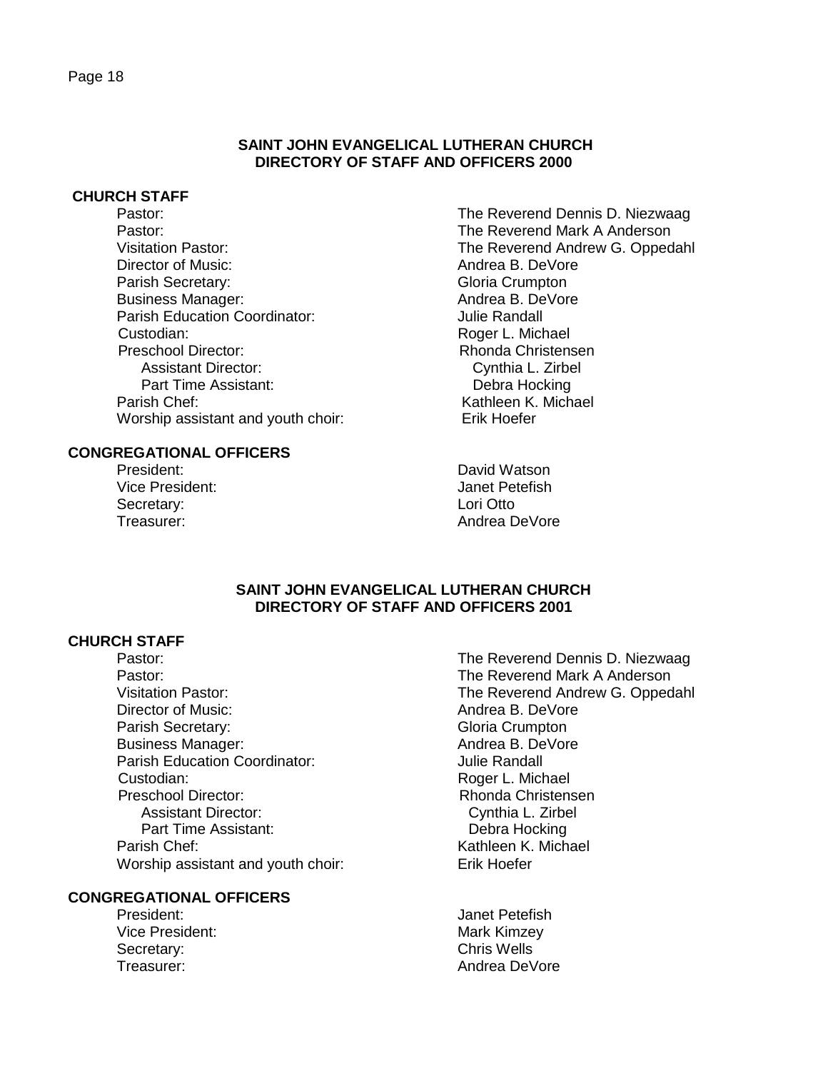## SAINT JOHN EVANGELICAL LUTHERAN CHURCH
## DIRECTORY OF STAFF AND OFFICERS 2000

**CHURCH STAFF**

| | |
|---|---|
| Pastor: | The Reverend Dennis D. Niezwaag |
| Pastor: | The Reverend Mark A Anderson |
| Visitation Pastor: | The Reverend Andrew G. Oppedahl |
| Director of Music: | Andrea B. DeVore |
| Parish Secretary: | Gloria Crumpton |
| Business Manager: | Andrea B. DeVore |
| Parish Education Coordinator: | Julie Randall |
| Custodian: | Roger L. Michael |
| Preschool Director: | Rhonda Christensen |
| Assistant Director: | Cynthia L. Zirbel |
| Part Time Assistant: | Debra Hocking |
| Parish Chef: | Kathleen K. Michael |
| Worship assistant and youth choir: | Erik Hoefer |

**CONGREGATIONAL OFFICERS**

| | |
|---|---|
| President: | David Watson |
| Vice President: | Janet Petefish |
| Secretary: | Lori Otto |
| Treasurer: | Andrea DeVore |

## SAINT JOHN EVANGELICAL LUTHERAN CHURCH
## DIRECTORY OF STAFF AND OFFICERS 2001

**CHURCH STAFF**

| | |
|---|---|
| Pastor: | The Reverend Dennis D. Niezwaag |
| Pastor: | The Reverend Mark A Anderson |
| Visitation Pastor: | The Reverend Andrew G. Oppedahl |
| Director of Music: | Andrea B. DeVore |
| Parish Secretary: | Gloria Crumpton |
| Business Manager: | Andrea B. DeVore |
| Parish Education Coordinator: | Julie Randall |
| Custodian: | Roger L. Michael |
| Preschool Director: | Rhonda Christensen |
| Assistant Director: | Cynthia L. Zirbel |
| Part Time Assistant: | Debra Hocking |
| Parish Chef: | Kathleen K. Michael |
| Worship assistant and youth choir: | Erik Hoefer |

**CONGREGATIONAL OFFICERS**

| | |
|---|---|
| President: | Janet Petefish |
| Vice President: | Mark Kimzey |
| Secretary: | Chris Wells |
| Treasurer: | Andrea DeVore |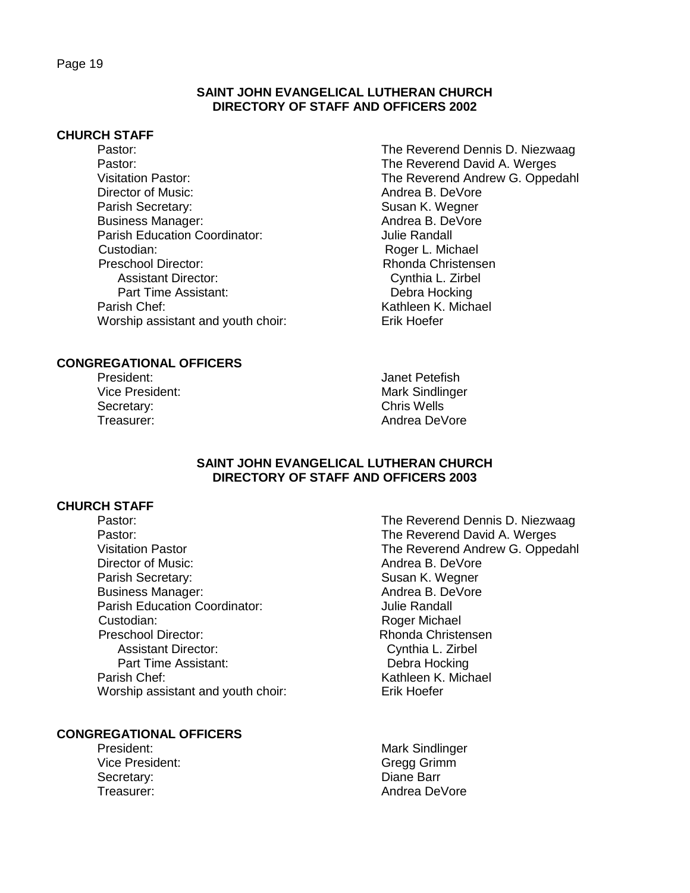## SAINT JOHN EVANGELICAL LUTHERAN CHURCH
## DIRECTORY OF STAFF AND OFFICERS 2002

### CHURCH STAFF

| | |
|---|---|
| Pastor: | The Reverend Dennis D. Niezwaag |
| Pastor: | The Reverend David A. Werges |
| Visitation Pastor: | The Reverend Andrew G. Oppedahl |
| Director of Music: | Andrea B. DeVore |
| Parish Secretary: | Susan K. Wegner |
| Business Manager: | Andrea B. DeVore |
| Parish Education Coordinator: | Julie Randall |
| Custodian: | Roger L. Michael |
| Preschool Director: | Rhonda Christensen |
| Assistant Director: | Cynthia L. Zirbel |
| Part Time Assistant: | Debra Hocking |
| Parish Chef: | Kathleen K. Michael |
| Worship assistant and youth choir: | Erik Hoefer |

### CONGREGATIONAL OFFICERS

| | |
|---|---|
| President: | Janet Petefish |
| Vice President: | Mark Sindlinger |
| Secretary: | Chris Wells |
| Treasurer: | Andrea DeVore |

## SAINT JOHN EVANGELICAL LUTHERAN CHURCH
## DIRECTORY OF STAFF AND OFFICERS 2003

### CHURCH STAFF

| | |
|---|---|
| Pastor: | The Reverend Dennis D. Niezwaag |
| Pastor: | The Reverend David A. Werges |
| Visitation Pastor | The Reverend Andrew G. Oppedahl |
| Director of Music: | Andrea B. DeVore |
| Parish Secretary: | Susan K. Wegner |
| Business Manager: | Andrea B. DeVore |
| Parish Education Coordinator: | Julie Randall |
| Custodian: | Roger Michael |
| Preschool Director: | Rhonda Christensen |
| Assistant Director: | Cynthia L. Zirbel |
| Part Time Assistant: | Debra Hocking |
| Parish Chef: | Kathleen K. Michael |
| Worship assistant and youth choir: | Erik Hoefer |

### CONGREGATIONAL OFFICERS

| | |
|---|---|
| President: | Mark Sindlinger |
| Vice President: | Gregg Grimm |
| Secretary: | Diane Barr |
| Treasurer: | Andrea DeVore |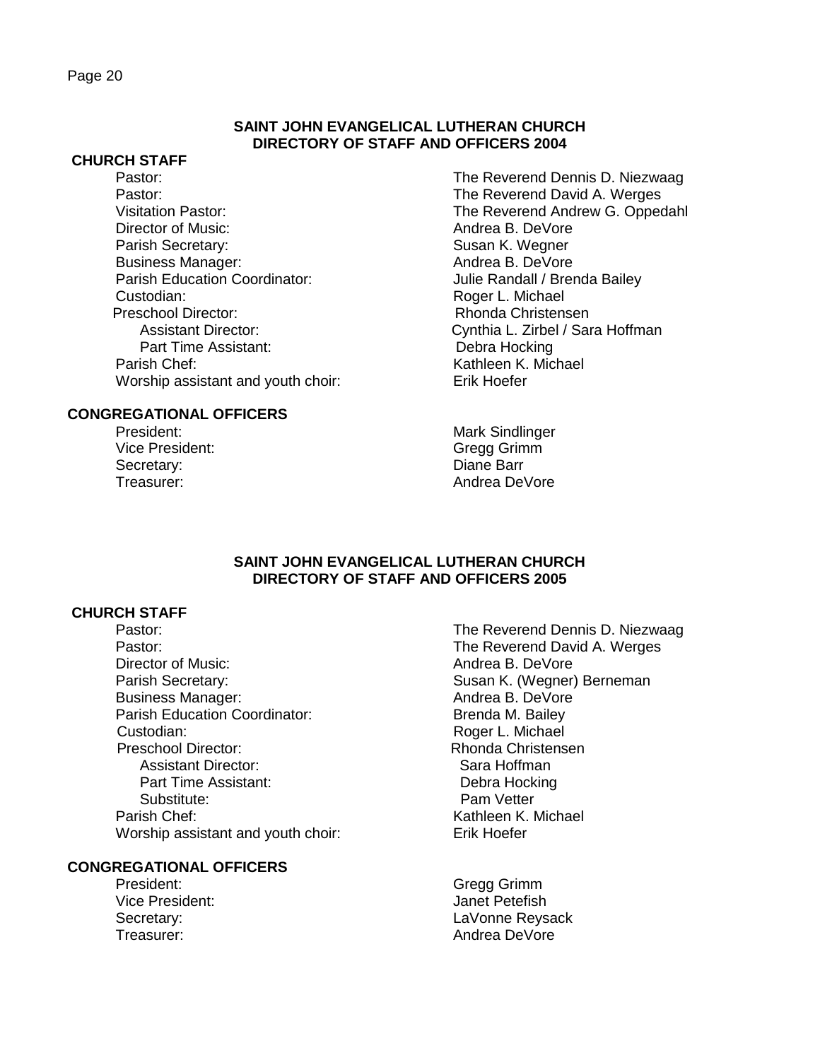## SAINT JOHN EVANGELICAL LUTHERAN CHURCH
## DIRECTORY OF STAFF AND OFFICERS 2004

### CHURCH STAFF

| | |
|---|---|
| Pastor: | The Reverend Dennis D. Niezwaag |
| Pastor: | The Reverend David A. Werges |
| Visitation Pastor: | The Reverend Andrew G. Oppedahl |
| Director of Music: | Andrea B. DeVore |
| Parish Secretary: | Susan K. Wegner |
| Business Manager: | Andrea B. DeVore |
| Parish Education Coordinator: | Julie Randall / Brenda Bailey |
| Custodian: | Roger L. Michael |
| Preschool Director: | Rhonda Christensen |
| Assistant Director: | Cynthia L. Zirbel / Sara Hoffman |
| Part Time Assistant: | Debra Hocking |
| Parish Chef: | Kathleen K. Michael |
| Worship assistant and youth choir: | Erik Hoefer |

### CONGREGATIONAL OFFICERS

| | |
|---|---|
| President: | Mark Sindlinger |
| Vice President: | Gregg Grimm |
| Secretary: | Diane Barr |
| Treasurer: | Andrea DeVore |

## SAINT JOHN EVANGELICAL LUTHERAN CHURCH
## DIRECTORY OF STAFF AND OFFICERS 2005

### CHURCH STAFF

| | |
|---|---|
| Pastor: | The Reverend Dennis D. Niezwaag |
| Pastor: | The Reverend David A. Werges |
| Director of Music: | Andrea B. DeVore |
| Parish Secretary: | Susan K. (Wegner) Berneman |
| Business Manager: | Andrea B. DeVore |
| Parish Education Coordinator: | Brenda M. Bailey |
| Custodian: | Roger L. Michael |
| Preschool Director: | Rhonda Christensen |
| Assistant Director: | Sara Hoffman |
| Part Time Assistant: | Debra Hocking |
| Substitute: | Pam Vetter |
| Parish Chef: | Kathleen K. Michael |
| Worship assistant and youth choir: | Erik Hoefer |

### CONGREGATIONAL OFFICERS

| | |
|---|---|
| President: | Gregg Grimm |
| Vice President: | Janet Petefish |
| Secretary: | LaVonne Reysack |
| Treasurer: | Andrea DeVore |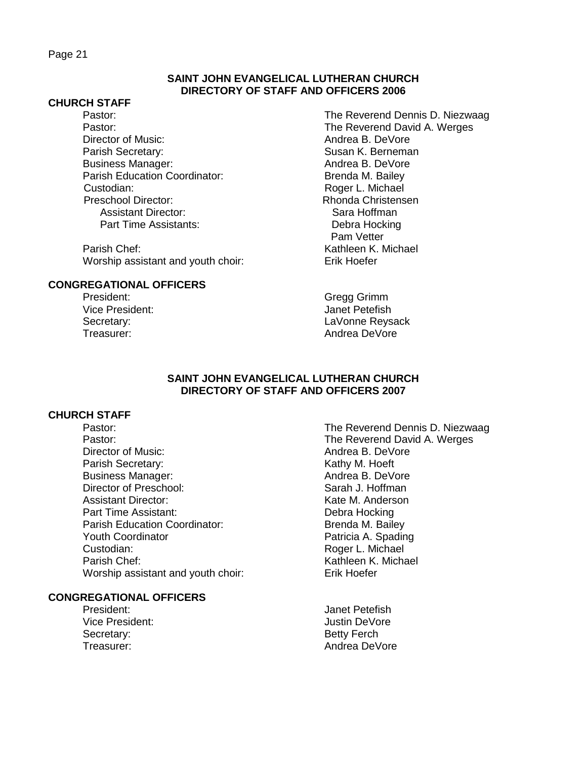## SAINT JOHN EVANGELICAL LUTHERAN CHURCH
## DIRECTORY OF STAFF AND OFFICERS 2006

### CHURCH STAFF

| | |
|---|---|
| Pastor: | The Reverend Dennis D. Niezwaag |
| Pastor: | The Reverend David A. Werges |
| Director of Music: | Andrea B. DeVore |
| Parish Secretary: | Susan K. Berneman |
| Business Manager: | Andrea B. DeVore |
| Parish Education Coordinator: | Brenda M. Bailey |
| Custodian: | Roger L. Michael |
| Preschool Director: | Rhonda Christensen |
| Assistant Director: | Sara Hoffman |
| Part Time Assistants: | Debra Hocking |
| | Pam Vetter |
| Parish Chef: | Kathleen K. Michael |
| Worship assistant and youth choir: | Erik Hoefer |

### CONGREGATIONAL OFFICERS

| | |
|---|---|
| President: | Gregg Grimm |
| Vice President: | Janet Petefish |
| Secretary: | LaVonne Reysack |
| Treasurer: | Andrea DeVore |

## SAINT JOHN EVANGELICAL LUTHERAN CHURCH
## DIRECTORY OF STAFF AND OFFICERS 2007

### CHURCH STAFF

| | |
|---|---|
| Pastor: | The Reverend Dennis D. Niezwaag |
| Pastor: | The Reverend David A. Werges |
| Director of Music: | Andrea B. DeVore |
| Parish Secretary: | Kathy M. Hoeft |
| Business Manager: | Andrea B. DeVore |
| Director of Preschool: | Sarah J. Hoffman |
| Assistant Director: | Kate M. Anderson |
| Part Time Assistant: | Debra Hocking |
| Parish Education Coordinator: | Brenda M. Bailey |
| Youth Coordinator | Patricia A. Spading |
| Custodian: | Roger L. Michael |
| Parish Chef: | Kathleen K. Michael |
| Worship assistant and youth choir: | Erik Hoefer |

### CONGREGATIONAL OFFICERS

| | |
|---|---|
| President: | Janet Petefish |
| Vice President: | Justin DeVore |
| Secretary: | Betty Ferch |
| Treasurer: | Andrea DeVore |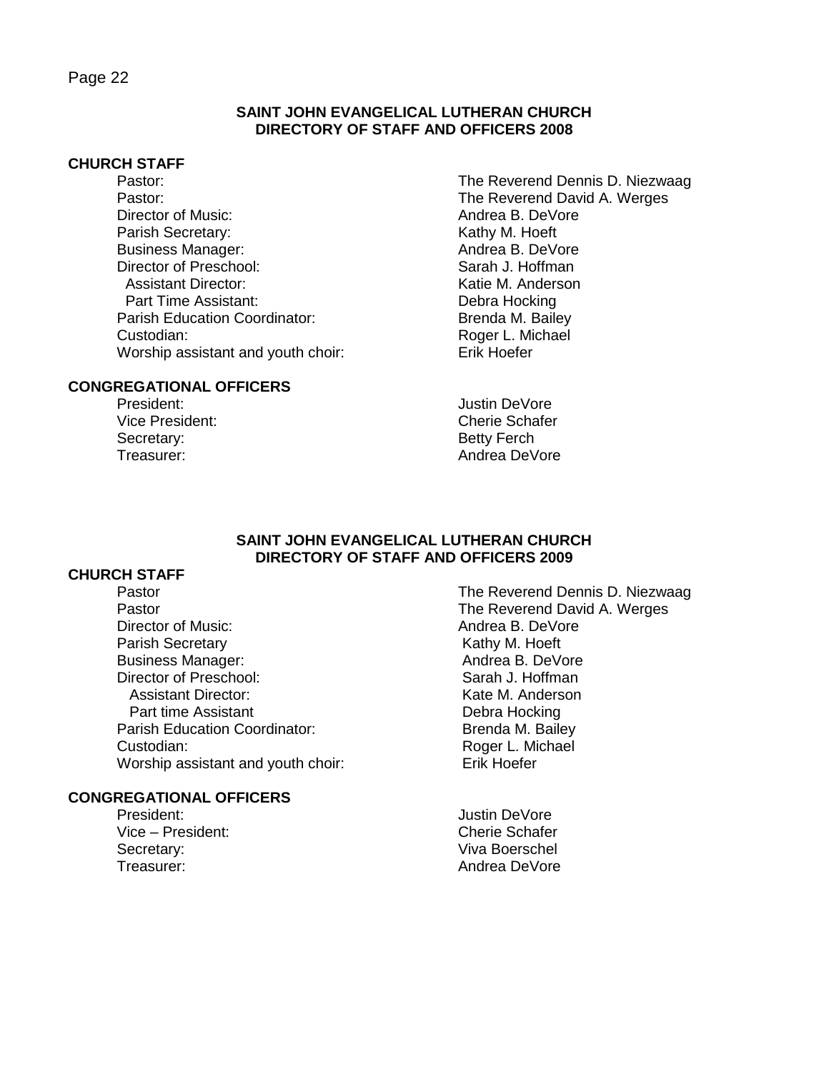**SAINT JOHN EVANGELICAL LUTHERAN CHURCH**
**DIRECTORY OF STAFF AND OFFICERS 2008**

**CHURCH STAFF**

| | |
|---|---|
| Pastor: | The Reverend Dennis D. Niezwaag |
| Pastor: | The Reverend David A. Werges |
| Director of Music: | Andrea B. DeVore |
| Parish Secretary: | Kathy M. Hoeft |
| Business Manager: | Andrea B. DeVore |
| Director of Preschool: | Sarah J. Hoffman |
| Assistant Director: | Katie M. Anderson |
| Part Time Assistant: | Debra Hocking |
| Parish Education Coordinator: | Brenda M. Bailey |
| Custodian: | Roger L. Michael |
| Worship assistant and youth choir: | Erik Hoefer |

**CONGREGATIONAL OFFICERS**

| | |
|---|---|
| President: | Justin DeVore |
| Vice President: | Cherie Schafer |
| Secretary: | Betty Ferch |
| Treasurer: | Andrea DeVore |

**SAINT JOHN EVANGELICAL LUTHERAN CHURCH**
**DIRECTORY OF STAFF AND OFFICERS 2009**

**CHURCH STAFF**

| | |
|---|---|
| Pastor | The Reverend Dennis D. Niezwaag |
| Pastor | The Reverend David A. Werges |
| Director of Music: | Andrea B. DeVore |
| Parish Secretary | Kathy M. Hoeft |
| Business Manager: | Andrea B. DeVore |
| Director of Preschool: | Sarah J. Hoffman |
| Assistant Director: | Kate M. Anderson |
| Part time Assistant | Debra Hocking |
| Parish Education Coordinator: | Brenda M. Bailey |
| Custodian: | Roger L. Michael |
| Worship assistant and youth choir: | Erik Hoefer |

**CONGREGATIONAL OFFICERS**

| | |
|---|---|
| President: | Justin DeVore |
| Vice – President: | Cherie Schafer |
| Secretary: | Viva Boerschel |
| Treasurer: | Andrea DeVore |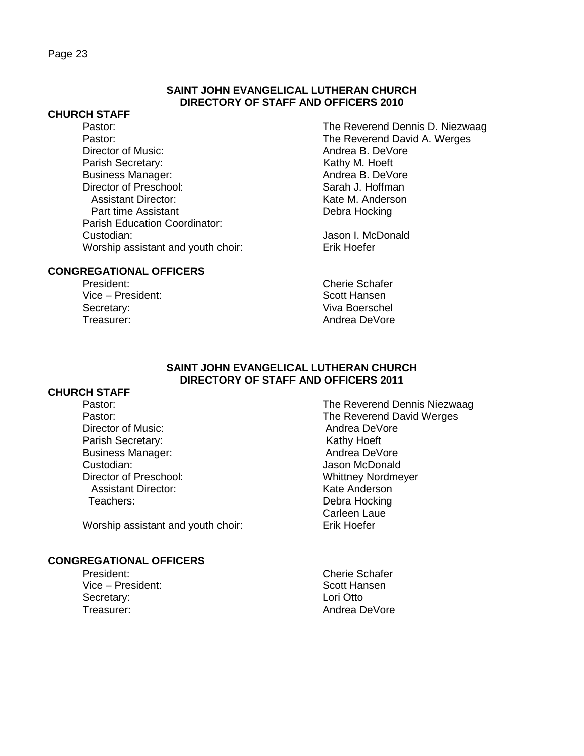## SAINT JOHN EVANGELICAL LUTHERAN CHURCH
## DIRECTORY OF STAFF AND OFFICERS 2010

### CHURCH STAFF

| | |
|---|---|
| Pastor: | The Reverend Dennis D. Niezwaag |
| Pastor: | The Reverend David A. Werges |
| Director of Music: | Andrea B. DeVore |
| Parish Secretary: | Kathy M. Hoeft |
| Business Manager: | Andrea B. DeVore |
| Director of Preschool: | Sarah J. Hoffman |
| Assistant Director: | Kate M. Anderson |
| Part time Assistant | Debra Hocking |
| Parish Education Coordinator: | |
| Custodian: | Jason I. McDonald |
| Worship assistant and youth choir: | Erik Hoefer |

### CONGREGATIONAL OFFICERS

| | |
|---|---|
| President: | Cherie Schafer |
| Vice – President: | Scott Hansen |
| Secretary: | Viva Boerschel |
| Treasurer: | Andrea DeVore |

## SAINT JOHN EVANGELICAL LUTHERAN CHURCH
## DIRECTORY OF STAFF AND OFFICERS 2011

### CHURCH STAFF

| | |
|---|---|
| Pastor: | The Reverend Dennis Niezwaag |
| Pastor: | The Reverend David Werges |
| Director of Music: | Andrea DeVore |
| Parish Secretary: | Kathy Hoeft |
| Business Manager: | Andrea DeVore |
| Custodian: | Jason McDonald |
| Director of Preschool: | Whittney Nordmeyer |
| Assistant Director: | Kate Anderson |
| Teachers: | Debra Hocking<br>Carleen Laue |
| Worship assistant and youth choir: | Erik Hoefer |

### CONGREGATIONAL OFFICERS

| | |
|---|---|
| President: | Cherie Schafer |
| Vice – President: | Scott Hansen |
| Secretary: | Lori Otto |
| Treasurer: | Andrea DeVore |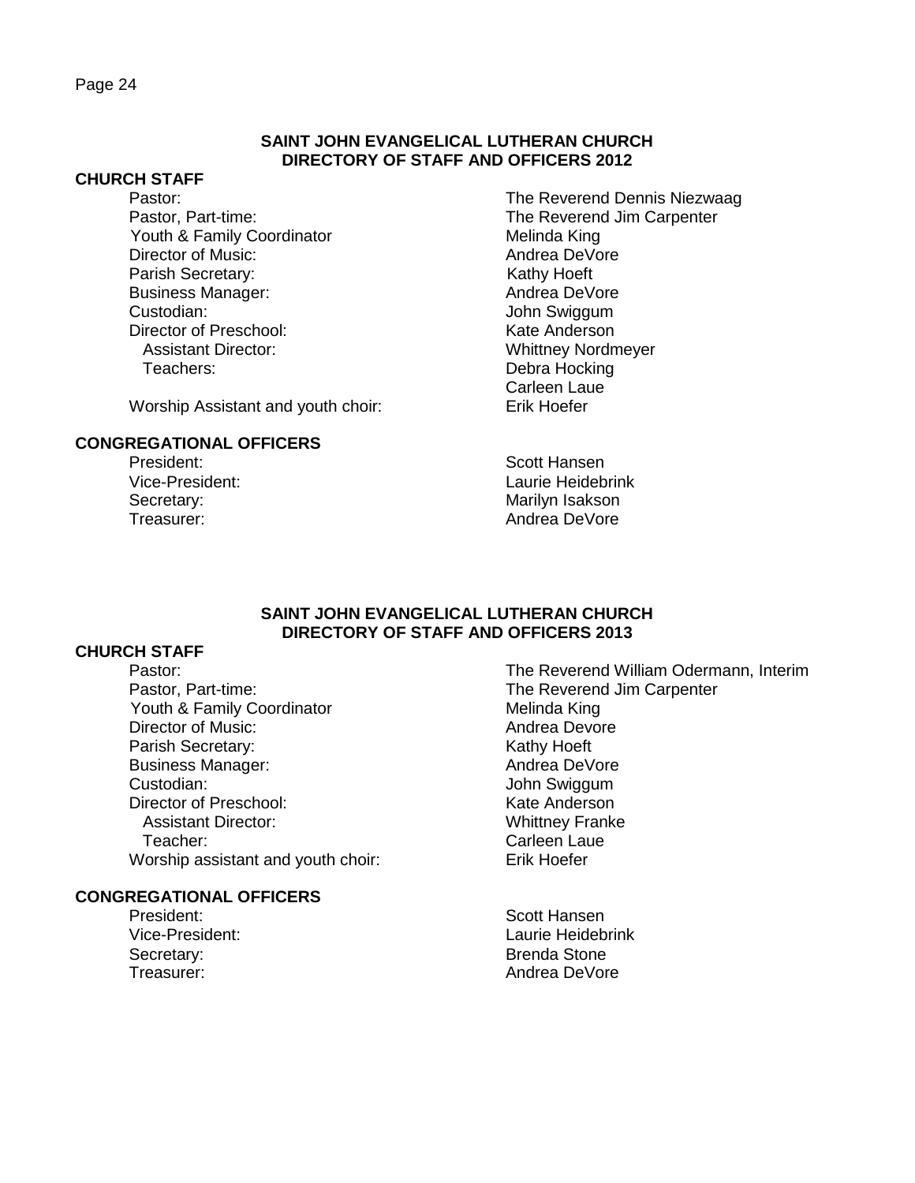## SAINT JOHN EVANGELICAL LUTHERAN CHURCH
## DIRECTORY OF STAFF AND OFFICERS 2012

### CHURCH STAFF

| | |
|---|---|
| Pastor: | The Reverend Dennis Niezwaag |
| Pastor, Part-time: | The Reverend Jim Carpenter |
| Youth & Family Coordinator | Melinda King |
| Director of Music: | Andrea DeVore |
| Parish Secretary: | Kathy Hoeft |
| Business Manager: | Andrea DeVore |
| Custodian: | John Swiggum |
| Director of Preschool: | Kate Anderson |
| Assistant Director: | Whittney Nordmeyer |
| Teachers: | Debra Hocking |
| | Carleen Laue |
| Worship Assistant and youth choir: | Erik Hoefer |

### CONGREGATIONAL OFFICERS

| | |
|---|---|
| President: | Scott Hansen |
| Vice-President: | Laurie Heidebrink |
| Secretary: | Marilyn Isakson |
| Treasurer: | Andrea DeVore |

## SAINT JOHN EVANGELICAL LUTHERAN CHURCH
## DIRECTORY OF STAFF AND OFFICERS 2013

### CHURCH STAFF

| | |
|---|---|
| Pastor: | The Reverend William Odermann, Interim |
| Pastor, Part-time: | The Reverend Jim Carpenter |
| Youth & Family Coordinator | Melinda King |
| Director of Music: | Andrea Devore |
| Parish Secretary: | Kathy Hoeft |
| Business Manager: | Andrea DeVore |
| Custodian: | John Swiggum |
| Director of Preschool: | Kate Anderson |
| Assistant Director: | Whittney Franke |
| Teacher: | Carleen Laue |
| Worship assistant and youth choir: | Erik Hoefer |

### CONGREGATIONAL OFFICERS

| | |
|---|---|
| President: | Scott Hansen |
| Vice-President: | Laurie Heidebrink |
| Secretary: | Brenda Stone |
| Treasurer: | Andrea DeVore |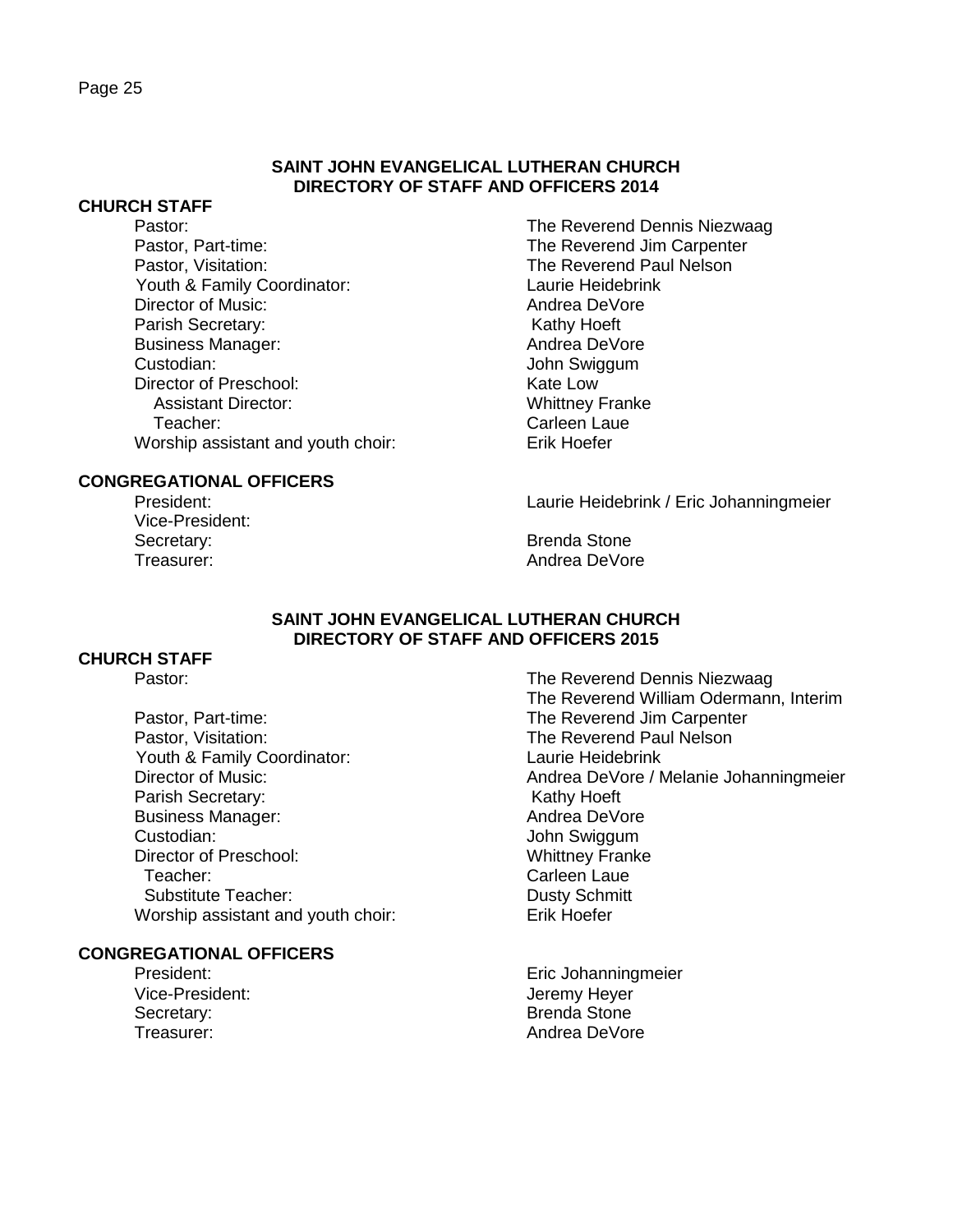## SAINT JOHN EVANGELICAL LUTHERAN CHURCH
## DIRECTORY OF STAFF AND OFFICERS 2014

### CHURCH STAFF

| | |
|---|---|
| Pastor: | The Reverend Dennis Niezwaag |
| Pastor, Part-time: | The Reverend Jim Carpenter |
| Pastor, Visitation: | The Reverend Paul Nelson |
| Youth & Family Coordinator: | Laurie Heidebrink |
| Director of Music: | Andrea DeVore |
| Parish Secretary: | Kathy Hoeft |
| Business Manager: | Andrea DeVore |
| Custodian: | John Swiggum |
| Director of Preschool: | Kate Low |
| Assistant Director: | Whittney Franke |
| Teacher: | Carleen Laue |
| Worship assistant and youth choir: | Erik Hoefer |

### CONGREGATIONAL OFFICERS

| | |
|---|---|
| President: | Laurie Heidebrink / Eric Johanningmeier |
| Vice-President: | |
| Secretary: | Brenda Stone |
| Treasurer: | Andrea DeVore |

## SAINT JOHN EVANGELICAL LUTHERAN CHURCH
## DIRECTORY OF STAFF AND OFFICERS 2015

### CHURCH STAFF

| | |
|---|---|
| Pastor: | The Reverend Dennis Niezwaag<br>The Reverend William Odermann, Interim |
| Pastor, Part-time: | The Reverend Jim Carpenter |
| Pastor, Visitation: | The Reverend Paul Nelson |
| Youth & Family Coordinator: | Laurie Heidebrink |
| Director of Music: | Andrea DeVore / Melanie Johanningmeier |
| Parish Secretary: | Kathy Hoeft |
| Business Manager: | Andrea DeVore |
| Custodian: | John Swiggum |
| Director of Preschool: | Whittney Franke |
| Teacher: | Carleen Laue |
| Substitute Teacher: | Dusty Schmitt |
| Worship assistant and youth choir: | Erik Hoefer |

### CONGREGATIONAL OFFICERS

| | |
|---|---|
| President: | Eric Johanningmeier |
| Vice-President: | Jeremy Heyer |
| Secretary: | Brenda Stone |
| Treasurer: | Andrea DeVore |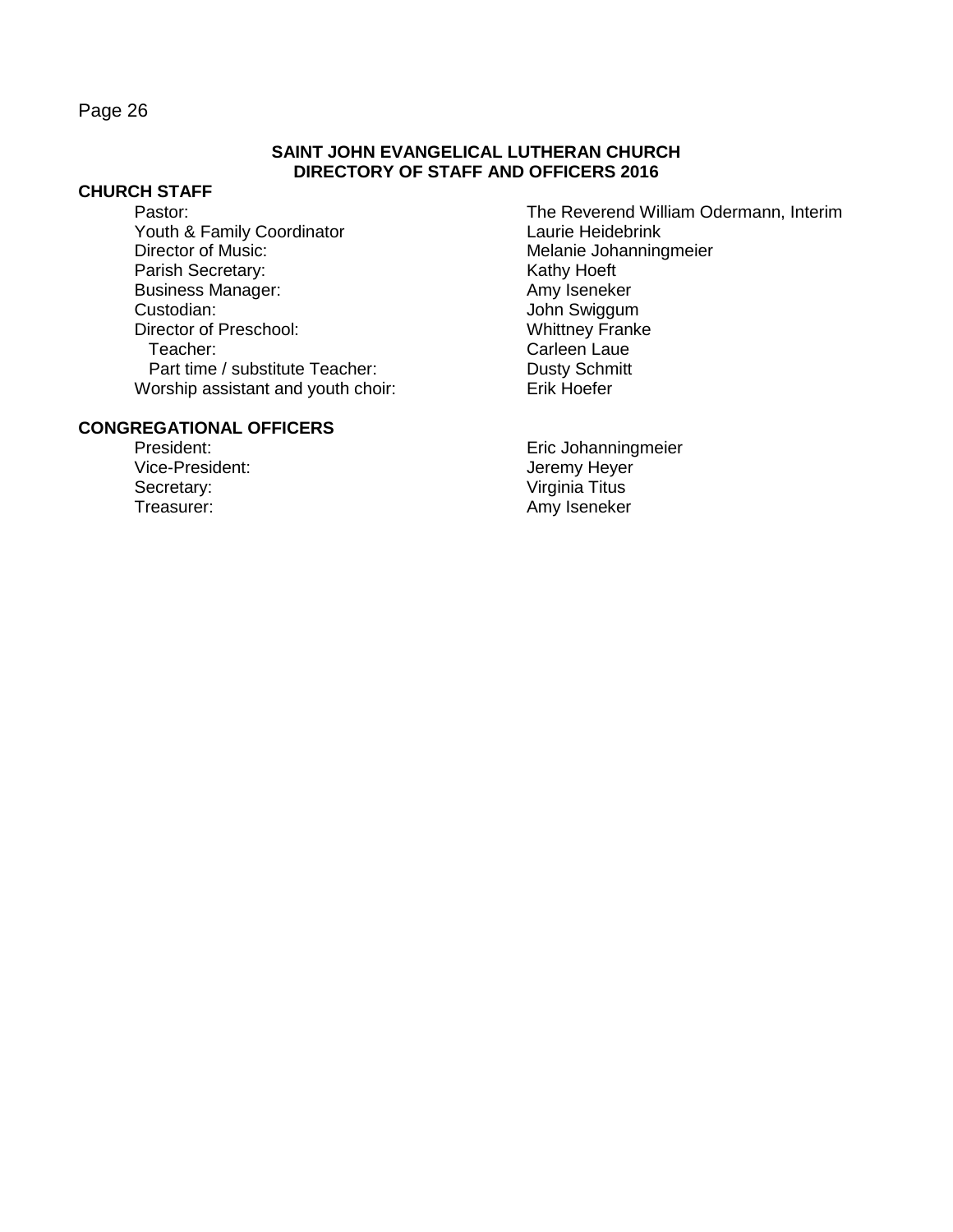## SAINT JOHN EVANGELICAL LUTHERAN CHURCH
## DIRECTORY OF STAFF AND OFFICERS 2016

### CHURCH STAFF

| | |
|---|---|
| Pastor: | The Reverend William Odermann, Interim |
| Youth & Family Coordinator | Laurie Heidebrink |
| Director of Music: | Melanie Johanningmeier |
| Parish Secretary: | Kathy Hoeft |
| Business Manager: | Amy Iseneker |
| Custodian: | John Swiggum |
| Director of Preschool: | Whittney Franke |
| Teacher: | Carleen Laue |
| Part time / substitute Teacher: | Dusty Schmitt |
| Worship assistant and youth choir: | Erik Hoefer |

### CONGREGATIONAL OFFICERS

| | |
|---|---|
| President: | Eric Johanningmeier |
| Vice-President: | Jeremy Heyer |
| Secretary: | Virginia Titus |
| Treasurer: | Amy Iseneker |